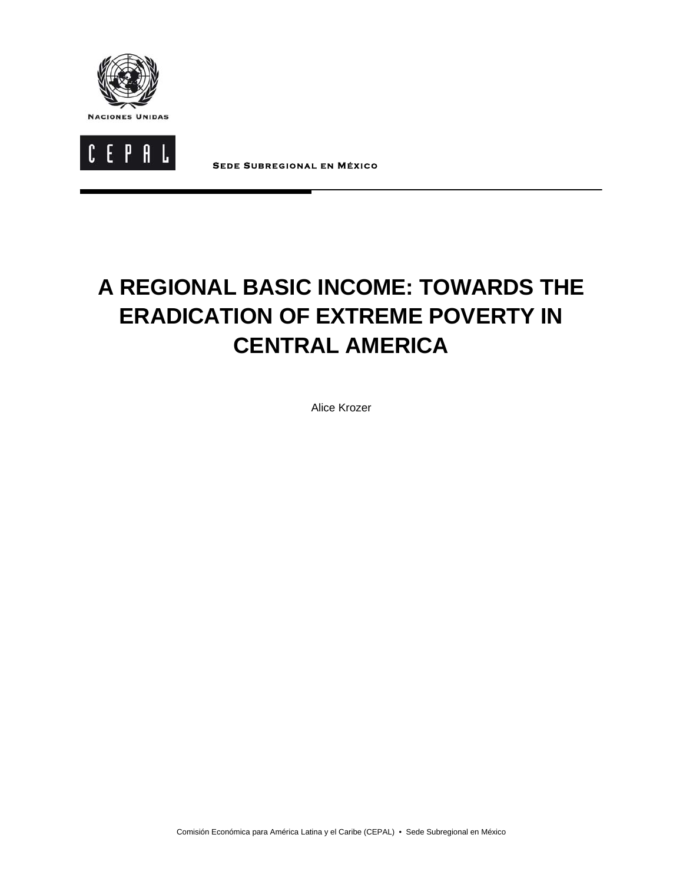NACIONES UNIDAS

CEPAL

SEDE SUBREGIONAL EN MÉXICO

# A REGIONAL BASIC INCOME: TOWARDS THE ERADICATION OF EXTREME POVERTY IN CENTRAL AMERICA

Alice Krozer

Comisión Económica para América Latina y el Caribe (CEPAL) • Sede Subregional en México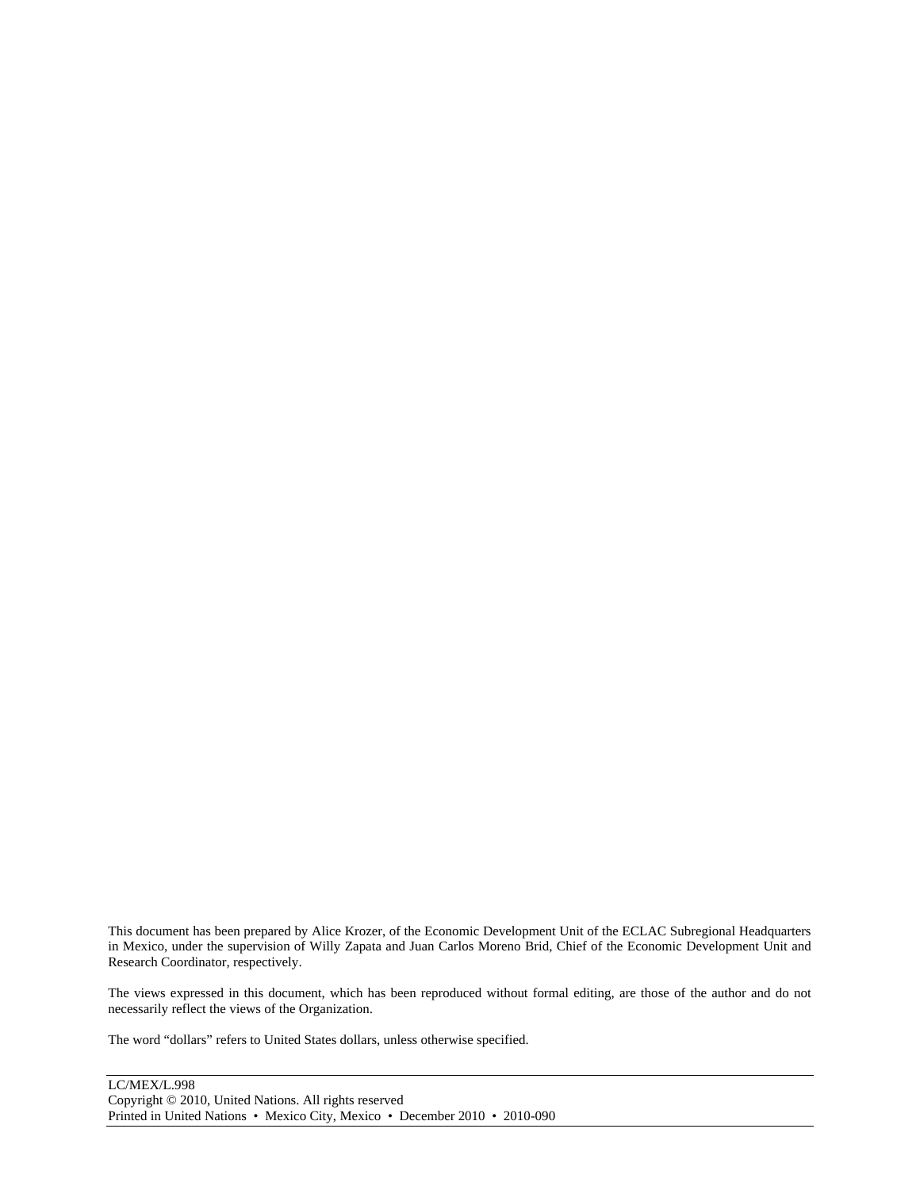This document has been prepared by Alice Krozer, of the Economic Development Unit of the ECLAC Subregional Headquarters in Mexico, under the supervision of Willy Zapata and Juan Carlos Moreno Brid, Chief of the Economic Development Unit and Research Coordinator, respectively.

The views expressed in this document, which has been reproduced without formal editing, are those of the author and do not necessarily reflect the views of the Organization.

The word "dollars" refers to United States dollars, unless otherwise specified.

---

LC/MEX/L.998
Copyright © 2010, United Nations. All rights reserved
Printed in United Nations • Mexico City, Mexico • December 2010 • 2010-090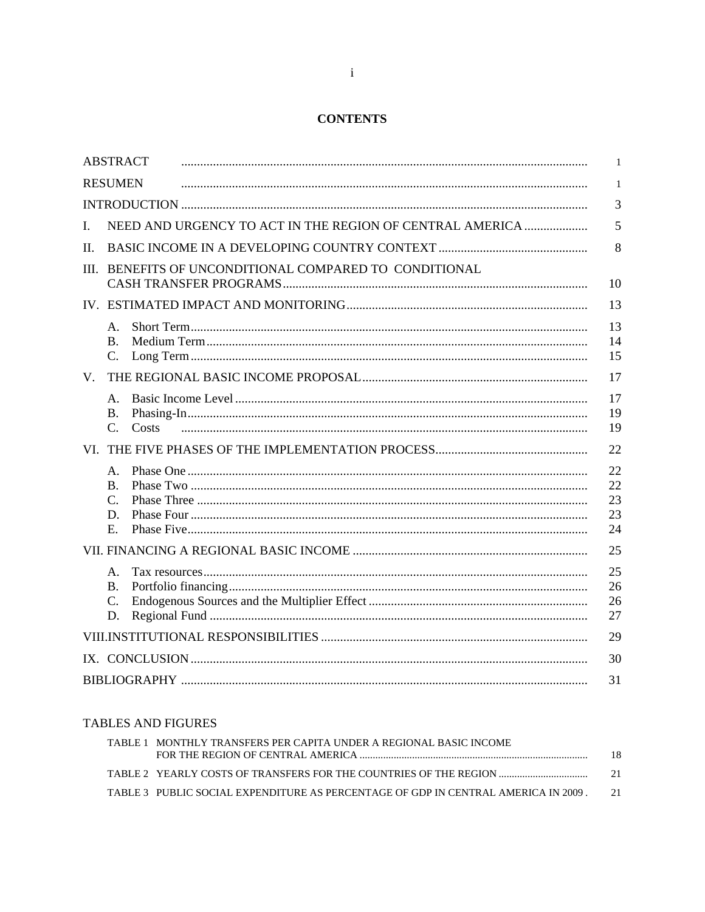# CONTENTS

| | |
|---|---|
| ABSTRACT | 1 |
| RESUMEN | 1 |
| INTRODUCTION | 3 |
| I. NEED AND URGENCY TO ACT IN THE REGION OF CENTRAL AMERICA | 5 |
| II. BASIC INCOME IN A DEVELOPING COUNTRY CONTEXT | 8 |
| III. BENEFITS OF UNCONDITIONAL COMPARED TO CONDITIONAL CASH TRANSFER PROGRAMS | 10 |
| IV. ESTIMATED IMPACT AND MONITORING | 13 |
| A. Short Term | 13 |
| B. Medium Term | 14 |
| C. Long Term | 15 |
| V. THE REGIONAL BASIC INCOME PROPOSAL | 17 |
| A. Basic Income Level | 17 |
| B. Phasing-In | 19 |
| C. Costs | 19 |
| VI. THE FIVE PHASES OF THE IMPLEMENTATION PROCESS | 22 |
| A. Phase One | 22 |
| B. Phase Two | 22 |
| C. Phase Three | 23 |
| D. Phase Four | 23 |
| E. Phase Five | 24 |
| VII. FINANCING A REGIONAL BASIC INCOME | 25 |
| A. Tax resources | 25 |
| B. Portfolio financing | 26 |
| C. Endogenous Sources and the Multiplier Effect | 26 |
| D. Regional Fund | 27 |
| VIII. INSTITUTIONAL RESPONSIBILITIES | 29 |
| IX. CONCLUSION | 30 |
| BIBLIOGRAPHY | 31 |

## TABLES AND FIGURES

| | |
|---|---|
| TABLE 1 MONTHLY TRANSFERS PER CAPITA UNDER A REGIONAL BASIC INCOME FOR THE REGION OF CENTRAL AMERICA | 18 |
| TABLE 2 YEARLY COSTS OF TRANSFERS FOR THE COUNTRIES OF THE REGION | 21 |
| TABLE 3 PUBLIC SOCIAL EXPENDITURE AS PERCENTAGE OF GDP IN CENTRAL AMERICA IN 2009 | 21 |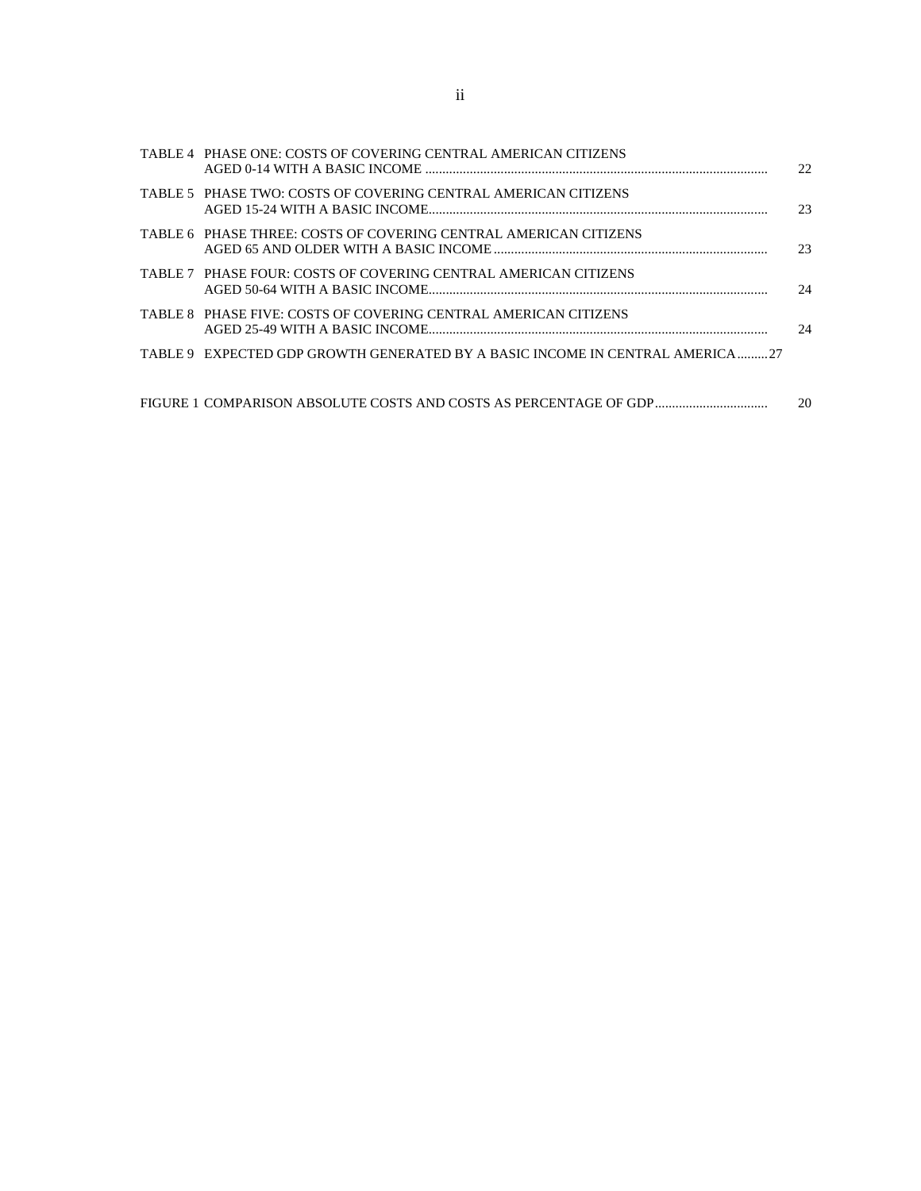TABLE 4 PHASE ONE: COSTS OF COVERING CENTRAL AMERICAN CITIZENS AGED 0-14 WITH A BASIC INCOME .................................................................................................. 22

TABLE 5 PHASE TWO: COSTS OF COVERING CENTRAL AMERICAN CITIZENS AGED 15-24 WITH A BASIC INCOME.................................................................................................. 23

TABLE 6 PHASE THREE: COSTS OF COVERING CENTRAL AMERICAN CITIZENS AGED 65 AND OLDER WITH A BASIC INCOME ............................................................................... 23

TABLE 7 PHASE FOUR: COSTS OF COVERING CENTRAL AMERICAN CITIZENS AGED 50-64 WITH A BASIC INCOME.................................................................................................. 24

TABLE 8 PHASE FIVE: COSTS OF COVERING CENTRAL AMERICAN CITIZENS AGED 25-49 WITH A BASIC INCOME.................................................................................................. 24

TABLE 9 EXPECTED GDP GROWTH GENERATED BY A BASIC INCOME IN CENTRAL AMERICA.........27

FIGURE 1 COMPARISON ABSOLUTE COSTS AND COSTS AS PERCENTAGE OF GDP................................ 20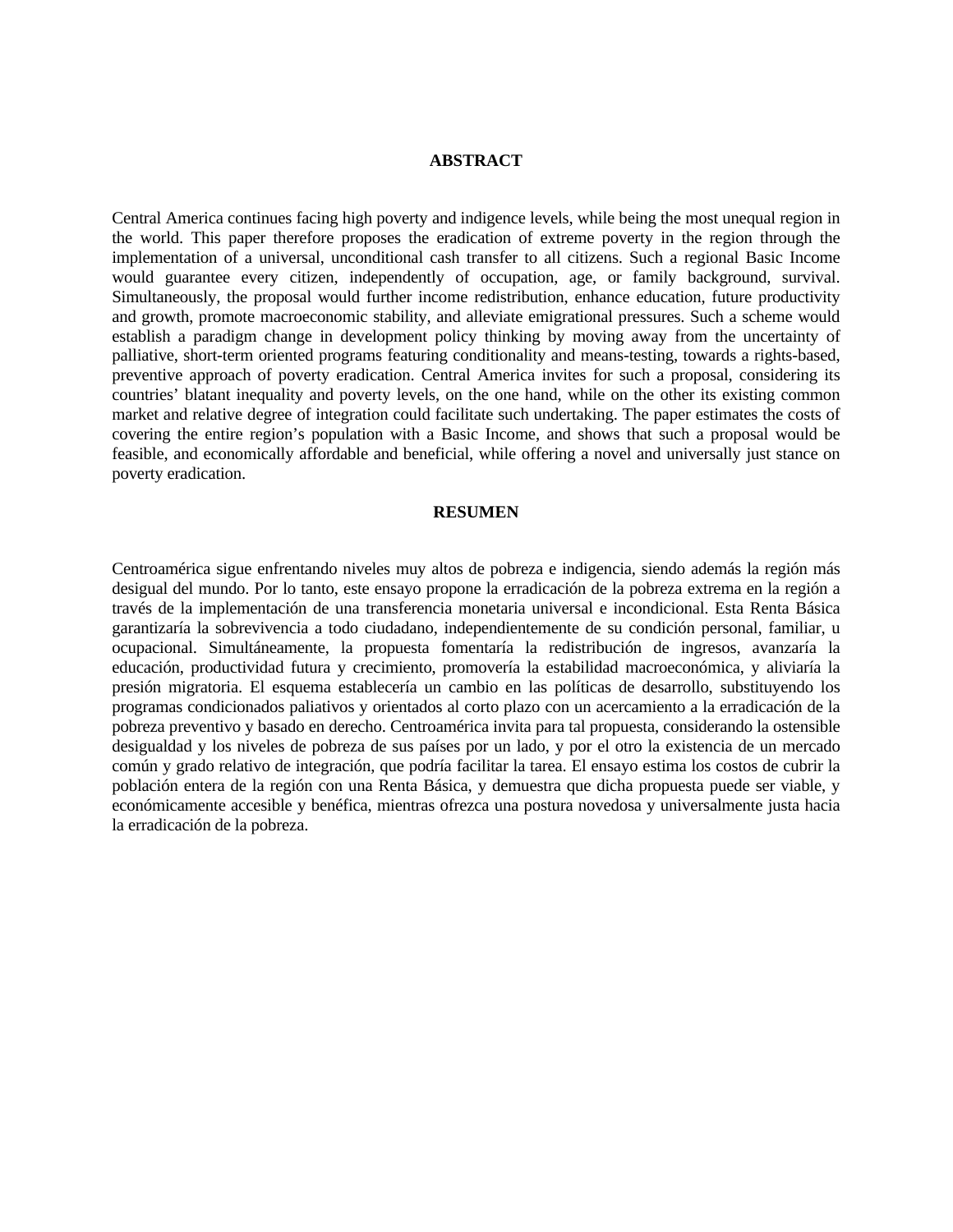## ABSTRACT

Central America continues facing high poverty and indigence levels, while being the most unequal region in the world. This paper therefore proposes the eradication of extreme poverty in the region through the implementation of a universal, unconditional cash transfer to all citizens. Such a regional Basic Income would guarantee every citizen, independently of occupation, age, or family background, survival. Simultaneously, the proposal would further income redistribution, enhance education, future productivity and growth, promote macroeconomic stability, and alleviate emigrational pressures. Such a scheme would establish a paradigm change in development policy thinking by moving away from the uncertainty of palliative, short-term oriented programs featuring conditionality and means-testing, towards a rights-based, preventive approach of poverty eradication. Central America invites for such a proposal, considering its countries' blatant inequality and poverty levels, on the one hand, while on the other its existing common market and relative degree of integration could facilitate such undertaking. The paper estimates the costs of covering the entire region's population with a Basic Income, and shows that such a proposal would be feasible, and economically affordable and beneficial, while offering a novel and universally just stance on poverty eradication.

## RESUMEN

Centroamérica sigue enfrentando niveles muy altos de pobreza e indigencia, siendo además la región más desigual del mundo. Por lo tanto, este ensayo propone la erradicación de la pobreza extrema en la región a través de la implementación de una transferencia monetaria universal e incondicional. Esta Renta Básica garantizaría la sobrevivencia a todo ciudadano, independientemente de su condición personal, familiar, u ocupacional. Simultáneamente, la propuesta fomentaría la redistribución de ingresos, avanzaría la educación, productividad futura y crecimiento, promovería la estabilidad macroeconómica, y aliviaría la presión migratoria. El esquema establecería un cambio en las políticas de desarrollo, substituyendo los programas condicionados paliativos y orientados al corto plazo con un acercamiento a la erradicación de la pobreza preventivo y basado en derecho. Centroamérica invita para tal propuesta, considerando la ostensible desigualdad y los niveles de pobreza de sus países por un lado, y por el otro la existencia de un mercado común y grado relativo de integración, que podría facilitar la tarea. El ensayo estima los costos de cubrir la población entera de la región con una Renta Básica, y demuestra que dicha propuesta puede ser viable, y económicamente accesible y benéfica, mientras ofrezca una postura novedosa y universalmente justa hacia la erradicación de la pobreza.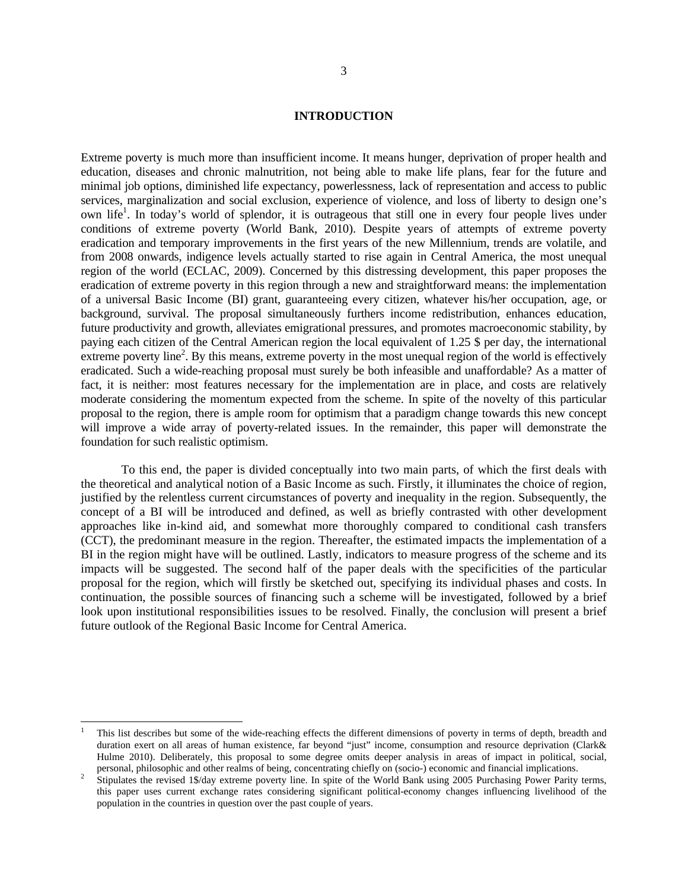## INTRODUCTION

Extreme poverty is much more than insufficient income. It means hunger, deprivation of proper health and education, diseases and chronic malnutrition, not being able to make life plans, fear for the future and minimal job options, diminished life expectancy, powerlessness, lack of representation and access to public services, marginalization and social exclusion, experience of violence, and loss of liberty to design one's own life[1]. In today's world of splendor, it is outrageous that still one in every four people lives under conditions of extreme poverty (World Bank, 2010). Despite years of attempts of extreme poverty eradication and temporary improvements in the first years of the new Millennium, trends are volatile, and from 2008 onwards, indigence levels actually started to rise again in Central America, the most unequal region of the world (ECLAC, 2009). Concerned by this distressing development, this paper proposes the eradication of extreme poverty in this region through a new and straightforward means: the implementation of a universal Basic Income (BI) grant, guaranteeing every citizen, whatever his/her occupation, age, or background, survival. The proposal simultaneously furthers income redistribution, enhances education, future productivity and growth, alleviates emigrational pressures, and promotes macroeconomic stability, by paying each citizen of the Central American region the local equivalent of 1.25 $ per day, the international extreme poverty line[2]. By this means, extreme poverty in the most unequal region of the world is effectively eradicated. Such a wide-reaching proposal must surely be both infeasible and unaffordable? As a matter of fact, it is neither: most features necessary for the implementation are in place, and costs are relatively moderate considering the momentum expected from the scheme. In spite of the novelty of this particular proposal to the region, there is ample room for optimism that a paradigm change towards this new concept will improve a wide array of poverty-related issues. In the remainder, this paper will demonstrate the foundation for such realistic optimism.

To this end, the paper is divided conceptually into two main parts, of which the first deals with the theoretical and analytical notion of a Basic Income as such. Firstly, it illuminates the choice of region, justified by the relentless current circumstances of poverty and inequality in the region. Subsequently, the concept of a BI will be introduced and defined, as well as briefly contrasted with other development approaches like in-kind aid, and somewhat more thoroughly compared to conditional cash transfers (CCT), the predominant measure in the region. Thereafter, the estimated impacts the implementation of a BI in the region might have will be outlined. Lastly, indicators to measure progress of the scheme and its impacts will be suggested. The second half of the paper deals with the specificities of the particular proposal for the region, which will firstly be sketched out, specifying its individual phases and costs. In continuation, the possible sources of financing such a scheme will be investigated, followed by a brief look upon institutional responsibilities issues to be resolved. Finally, the conclusion will present a brief future outlook of the Regional Basic Income for Central America.

---

[1] This list describes but some of the wide-reaching effects the different dimensions of poverty in terms of depth, breadth and duration exert on all areas of human existence, far beyond "just" income, consumption and resource deprivation (Clark& Hulme 2010). Deliberately, this proposal to some degree omits deeper analysis in areas of impact in political, social, personal, philosophic and other realms of being, concentrating chiefly on (socio-) economic and financial implications.

[2] Stipulates the revised 1$/day extreme poverty line. In spite of the World Bank using 2005 Purchasing Power Parity terms, this paper uses current exchange rates considering significant political-economy changes influencing livelihood of the population in the countries in question over the past couple of years.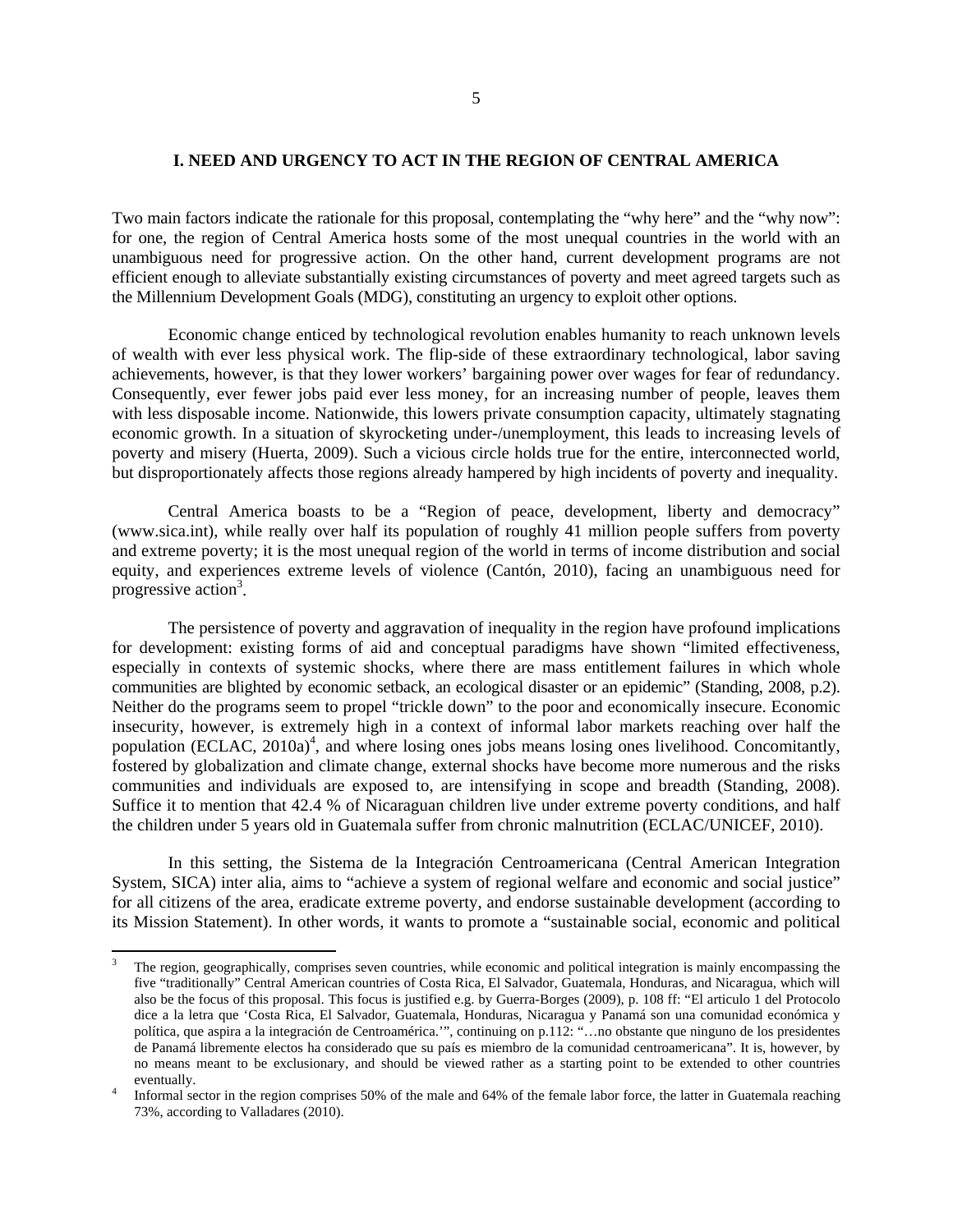# I. NEED AND URGENCY TO ACT IN THE REGION OF CENTRAL AMERICA

Two main factors indicate the rationale for this proposal, contemplating the "why here" and the "why now": for one, the region of Central America hosts some of the most unequal countries in the world with an unambiguous need for progressive action. On the other hand, current development programs are not efficient enough to alleviate substantially existing circumstances of poverty and meet agreed targets such as the Millennium Development Goals (MDG), constituting an urgency to exploit other options.

Economic change enticed by technological revolution enables humanity to reach unknown levels of wealth with ever less physical work. The flip-side of these extraordinary technological, labor saving achievements, however, is that they lower workers' bargaining power over wages for fear of redundancy. Consequently, ever fewer jobs paid ever less money, for an increasing number of people, leaves them with less disposable income. Nationwide, this lowers private consumption capacity, ultimately stagnating economic growth. In a situation of skyrocketing under-/unemployment, this leads to increasing levels of poverty and misery (Huerta, 2009). Such a vicious circle holds true for the entire, interconnected world, but disproportionately affects those regions already hampered by high incidents of poverty and inequality.

Central America boasts to be a "Region of peace, development, liberty and democracy" (www.sica.int), while really over half its population of roughly 41 million people suffers from poverty and extreme poverty; it is the most unequal region of the world in terms of income distribution and social equity, and experiences extreme levels of violence (Cantón, 2010), facing an unambiguous need for progressive action[3].

The persistence of poverty and aggravation of inequality in the region have profound implications for development: existing forms of aid and conceptual paradigms have shown "limited effectiveness, especially in contexts of systemic shocks, where there are mass entitlement failures in which whole communities are blighted by economic setback, an ecological disaster or an epidemic" (Standing, 2008, p.2). Neither do the programs seem to propel "trickle down" to the poor and economically insecure. Economic insecurity, however, is extremely high in a context of informal labor markets reaching over half the population (ECLAC, 2010a)[4], and where losing ones jobs means losing ones livelihood. Concomitantly, fostered by globalization and climate change, external shocks have become more numerous and the risks communities and individuals are exposed to, are intensifying in scope and breadth (Standing, 2008). Suffice it to mention that 42.4 % of Nicaraguan children live under extreme poverty conditions, and half the children under 5 years old in Guatemala suffer from chronic malnutrition (ECLAC/UNICEF, 2010).

In this setting, the Sistema de la Integración Centroamericana (Central American Integration System, SICA) inter alia, aims to "achieve a system of regional welfare and economic and social justice" for all citizens of the area, eradicate extreme poverty, and endorse sustainable development (according to its Mission Statement). In other words, it wants to promote a "sustainable social, economic and political

---

[3] The region, geographically, comprises seven countries, while economic and political integration is mainly encompassing the five "traditionally" Central American countries of Costa Rica, El Salvador, Guatemala, Honduras, and Nicaragua, which will also be the focus of this proposal. This focus is justified e.g. by Guerra-Borges (2009), p. 108 ff: "El articulo 1 del Protocolo dice a la letra que 'Costa Rica, El Salvador, Guatemala, Honduras, Nicaragua y Panamá son una comunidad económica y política, que aspira a la integración de Centroamérica.'", continuing on p.112: "…no obstante que ninguno de los presidentes de Panamá libremente electos ha considerado que su país es miembro de la comunidad centroamericana". It is, however, by no means meant to be exclusionary, and should be viewed rather as a starting point to be extended to other countries eventually.

[4] Informal sector in the region comprises 50% of the male and 64% of the female labor force, the latter in Guatemala reaching 73%, according to Valladares (2010).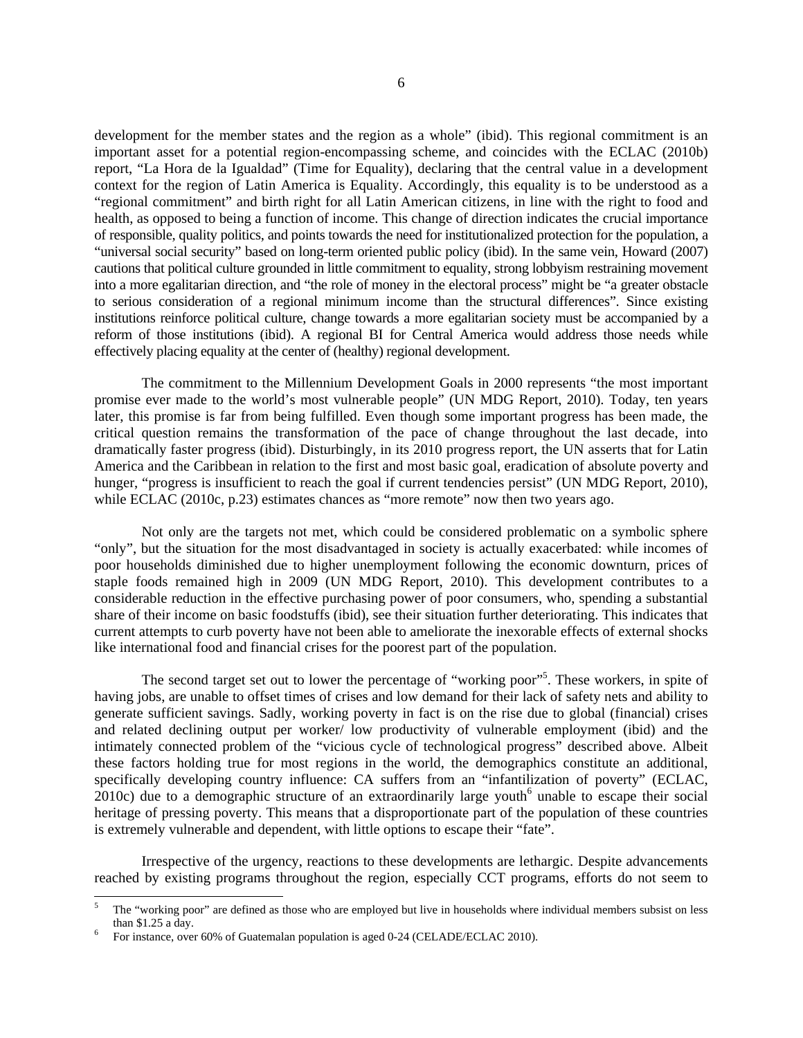development for the member states and the region as a whole" (ibid). This regional commitment is an important asset for a potential region-encompassing scheme, and coincides with the ECLAC (2010b) report, "La Hora de la Igualdad" (Time for Equality), declaring that the central value in a development context for the region of Latin America is Equality. Accordingly, this equality is to be understood as a "regional commitment" and birth right for all Latin American citizens, in line with the right to food and health, as opposed to being a function of income. This change of direction indicates the crucial importance of responsible, quality politics, and points towards the need for institutionalized protection for the population, a "universal social security" based on long-term oriented public policy (ibid). In the same vein, Howard (2007) cautions that political culture grounded in little commitment to equality, strong lobbyism restraining movement into a more egalitarian direction, and "the role of money in the electoral process" might be "a greater obstacle to serious consideration of a regional minimum income than the structural differences". Since existing institutions reinforce political culture, change towards a more egalitarian society must be accompanied by a reform of those institutions (ibid). A regional BI for Central America would address those needs while effectively placing equality at the center of (healthy) regional development.

The commitment to the Millennium Development Goals in 2000 represents "the most important promise ever made to the world's most vulnerable people" (UN MDG Report, 2010). Today, ten years later, this promise is far from being fulfilled. Even though some important progress has been made, the critical question remains the transformation of the pace of change throughout the last decade, into dramatically faster progress (ibid). Disturbingly, in its 2010 progress report, the UN asserts that for Latin America and the Caribbean in relation to the first and most basic goal, eradication of absolute poverty and hunger, "progress is insufficient to reach the goal if current tendencies persist" (UN MDG Report, 2010), while ECLAC (2010c, p.23) estimates chances as "more remote" now then two years ago.

Not only are the targets not met, which could be considered problematic on a symbolic sphere "only", but the situation for the most disadvantaged in society is actually exacerbated: while incomes of poor households diminished due to higher unemployment following the economic downturn, prices of staple foods remained high in 2009 (UN MDG Report, 2010). This development contributes to a considerable reduction in the effective purchasing power of poor consumers, who, spending a substantial share of their income on basic foodstuffs (ibid), see their situation further deteriorating. This indicates that current attempts to curb poverty have not been able to ameliorate the inexorable effects of external shocks like international food and financial crises for the poorest part of the population.

The second target set out to lower the percentage of "working poor"[5]. These workers, in spite of having jobs, are unable to offset times of crises and low demand for their lack of safety nets and ability to generate sufficient savings. Sadly, working poverty in fact is on the rise due to global (financial) crises and related declining output per worker/ low productivity of vulnerable employment (ibid) and the intimately connected problem of the "vicious cycle of technological progress" described above. Albeit these factors holding true for most regions in the world, the demographics constitute an additional, specifically developing country influence: CA suffers from an "infantilization of poverty" (ECLAC, 2010c) due to a demographic structure of an extraordinarily large youth[6] unable to escape their social heritage of pressing poverty. This means that a disproportionate part of the population of these countries is extremely vulnerable and dependent, with little options to escape their "fate".

Irrespective of the urgency, reactions to these developments are lethargic. Despite advancements reached by existing programs throughout the region, especially CCT programs, efforts do not seem to

---

[5] The "working poor" are defined as those who are employed but live in households where individual members subsist on less than $1.25 a day.

[6] For instance, over 60% of Guatemalan population is aged 0-24 (CELADE/ECLAC 2010).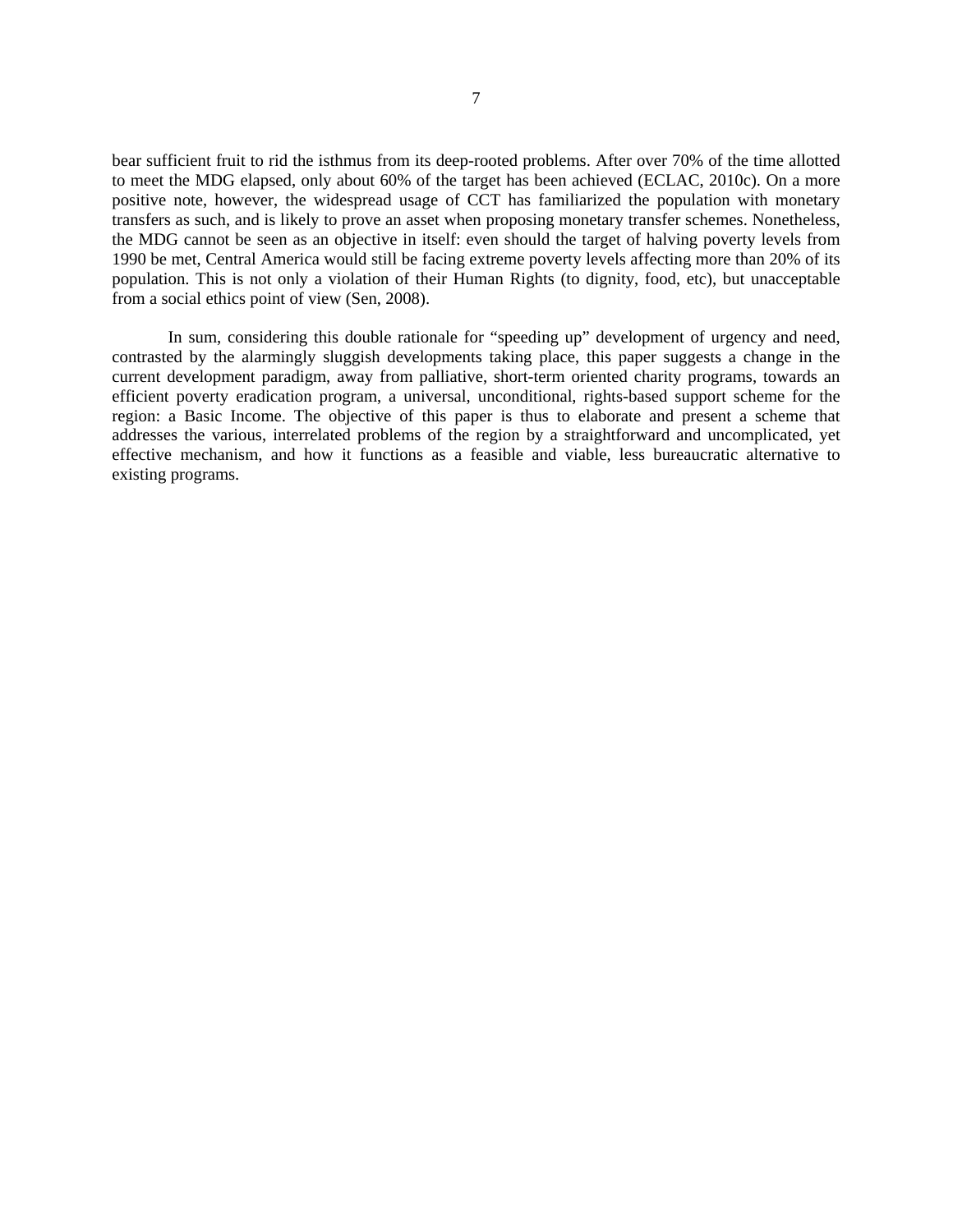bear sufficient fruit to rid the isthmus from its deep-rooted problems. After over 70% of the time allotted to meet the MDG elapsed, only about 60% of the target has been achieved (ECLAC, 2010c). On a more positive note, however, the widespread usage of CCT has familiarized the population with monetary transfers as such, and is likely to prove an asset when proposing monetary transfer schemes. Nonetheless, the MDG cannot be seen as an objective in itself: even should the target of halving poverty levels from 1990 be met, Central America would still be facing extreme poverty levels affecting more than 20% of its population. This is not only a violation of their Human Rights (to dignity, food, etc), but unacceptable from a social ethics point of view (Sen, 2008).

In sum, considering this double rationale for "speeding up" development of urgency and need, contrasted by the alarmingly sluggish developments taking place, this paper suggests a change in the current development paradigm, away from palliative, short-term oriented charity programs, towards an efficient poverty eradication program, a universal, unconditional, rights-based support scheme for the region: a Basic Income. The objective of this paper is thus to elaborate and present a scheme that addresses the various, interrelated problems of the region by a straightforward and uncomplicated, yet effective mechanism, and how it functions as a feasible and viable, less bureaucratic alternative to existing programs.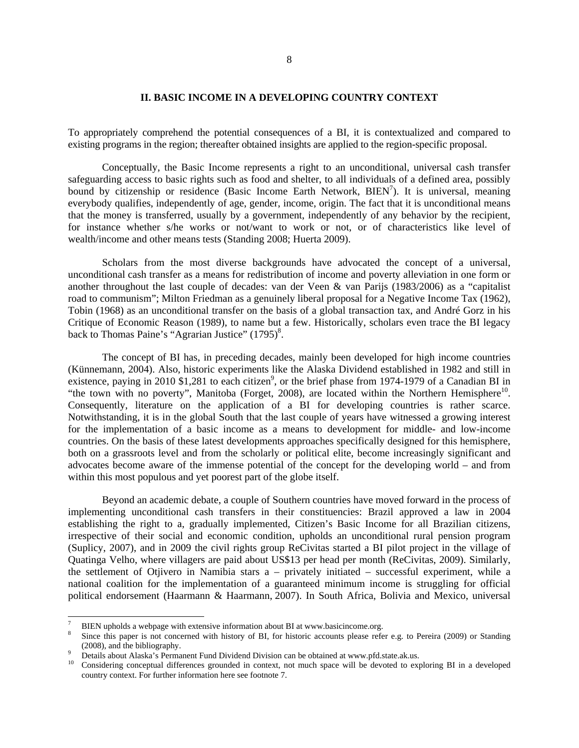## II. BASIC INCOME IN A DEVELOPING COUNTRY CONTEXT

To appropriately comprehend the potential consequences of a BI, it is contextualized and compared to existing programs in the region; thereafter obtained insights are applied to the region-specific proposal.

Conceptually, the Basic Income represents a right to an unconditional, universal cash transfer safeguarding access to basic rights such as food and shelter, to all individuals of a defined area, possibly bound by citizenship or residence (Basic Income Earth Network, BIEN[7]). It is universal, meaning everybody qualifies, independently of age, gender, income, origin. The fact that it is unconditional means that the money is transferred, usually by a government, independently of any behavior by the recipient, for instance whether s/he works or not/want to work or not, or of characteristics like level of wealth/income and other means tests (Standing 2008; Huerta 2009).

Scholars from the most diverse backgrounds have advocated the concept of a universal, unconditional cash transfer as a means for redistribution of income and poverty alleviation in one form or another throughout the last couple of decades: van der Veen & van Parijs (1983/2006) as a "capitalist road to communism"; Milton Friedman as a genuinely liberal proposal for a Negative Income Tax (1962), Tobin (1968) as an unconditional transfer on the basis of a global transaction tax, and André Gorz in his Critique of Economic Reason (1989), to name but a few. Historically, scholars even trace the BI legacy back to Thomas Paine's "Agrarian Justice" (1795)[8].

The concept of BI has, in preceding decades, mainly been developed for high income countries (Künnemann, 2004). Also, historic experiments like the Alaska Dividend established in 1982 and still in existence, paying in 2010 $1,281 to each citizen[9], or the brief phase from 1974-1979 of a Canadian BI in "the town with no poverty", Manitoba (Forget, 2008), are located within the Northern Hemisphere[10]. Consequently, literature on the application of a BI for developing countries is rather scarce. Notwithstanding, it is in the global South that the last couple of years have witnessed a growing interest for the implementation of a basic income as a means to development for middle- and low-income countries. On the basis of these latest developments approaches specifically designed for this hemisphere, both on a grassroots level and from the scholarly or political elite, become increasingly significant and advocates become aware of the immense potential of the concept for the developing world – and from within this most populous and yet poorest part of the globe itself.

Beyond an academic debate, a couple of Southern countries have moved forward in the process of implementing unconditional cash transfers in their constituencies: Brazil approved a law in 2004 establishing the right to a, gradually implemented, Citizen's Basic Income for all Brazilian citizens, irrespective of their social and economic condition, upholds an unconditional rural pension program (Suplicy, 2007), and in 2009 the civil rights group ReCivitas started a BI pilot project in the village of Quatinga Velho, where villagers are paid about US$13 per head per month (ReCivitas, 2009). Similarly, the settlement of Otjivero in Namibia stars a – privately initiated – successful experiment, while a national coalition for the implementation of a guaranteed minimum income is struggling for official political endorsement (Haarmann & Haarmann, 2007). In South Africa, Bolivia and Mexico, universal

---

[7] BIEN upholds a webpage with extensive information about BI at www.basicincome.org.

[8] Since this paper is not concerned with history of BI, for historic accounts please refer e.g. to Pereira (2009) or Standing (2008), and the bibliography.

[9] Details about Alaska's Permanent Fund Dividend Division can be obtained at www.pfd.state.ak.us.

[10] Considering conceptual differences grounded in context, not much space will be devoted to exploring BI in a developed country context. For further information here see footnote 7.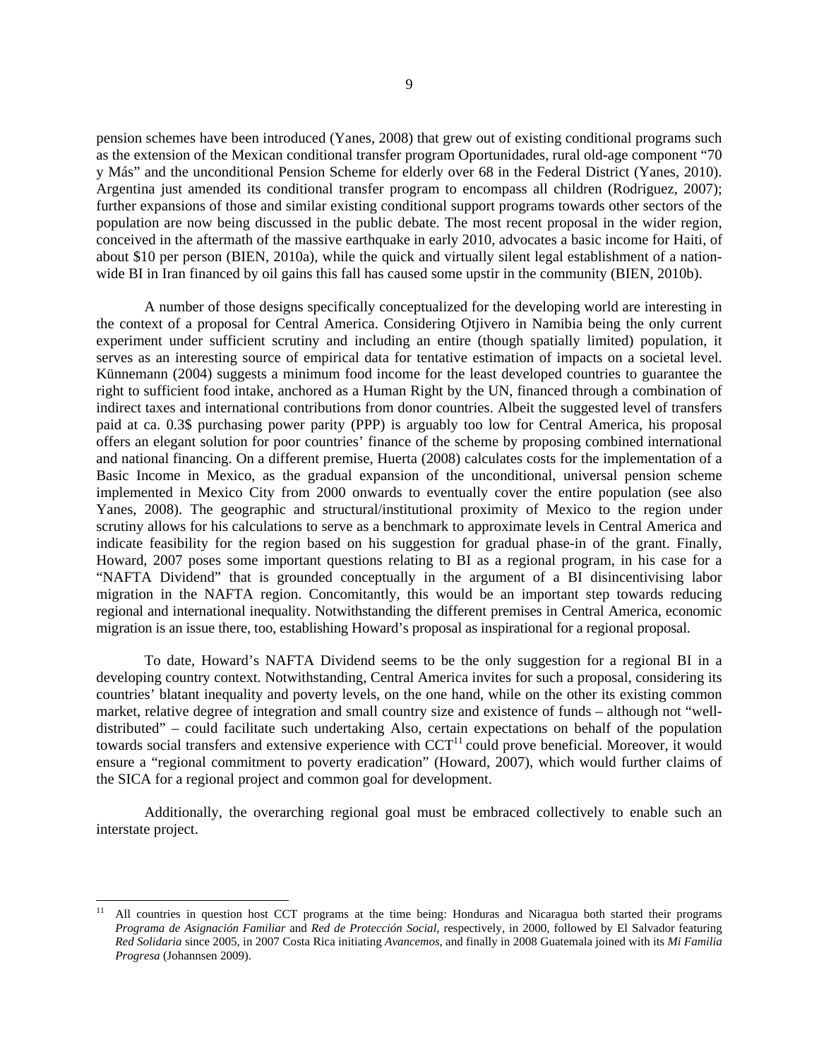pension schemes have been introduced (Yanes, 2008) that grew out of existing conditional programs such as the extension of the Mexican conditional transfer program Oportunidades, rural old-age component "70 y Más" and the unconditional Pension Scheme for elderly over 68 in the Federal District (Yanes, 2010). Argentina just amended its conditional transfer program to encompass all children (Rodriguez, 2007); further expansions of those and similar existing conditional support programs towards other sectors of the population are now being discussed in the public debate. The most recent proposal in the wider region, conceived in the aftermath of the massive earthquake in early 2010, advocates a basic income for Haiti, of about $10 per person (BIEN, 2010a), while the quick and virtually silent legal establishment of a nation-wide BI in Iran financed by oil gains this fall has caused some upstir in the community (BIEN, 2010b).

A number of those designs specifically conceptualized for the developing world are interesting in the context of a proposal for Central America. Considering Otjivero in Namibia being the only current experiment under sufficient scrutiny and including an entire (though spatially limited) population, it serves as an interesting source of empirical data for tentative estimation of impacts on a societal level. Künnemann (2004) suggests a minimum food income for the least developed countries to guarantee the right to sufficient food intake, anchored as a Human Right by the UN, financed through a combination of indirect taxes and international contributions from donor countries. Albeit the suggested level of transfers paid at ca. 0.3$ purchasing power parity (PPP) is arguably too low for Central America, his proposal offers an elegant solution for poor countries' finance of the scheme by proposing combined international and national financing. On a different premise, Huerta (2008) calculates costs for the implementation of a Basic Income in Mexico, as the gradual expansion of the unconditional, universal pension scheme implemented in Mexico City from 2000 onwards to eventually cover the entire population (see also Yanes, 2008). The geographic and structural/institutional proximity of Mexico to the region under scrutiny allows for his calculations to serve as a benchmark to approximate levels in Central America and indicate feasibility for the region based on his suggestion for gradual phase-in of the grant. Finally, Howard, 2007 poses some important questions relating to BI as a regional program, in his case for a "NAFTA Dividend" that is grounded conceptually in the argument of a BI disincentivising labor migration in the NAFTA region. Concomitantly, this would be an important step towards reducing regional and international inequality. Notwithstanding the different premises in Central America, economic migration is an issue there, too, establishing Howard's proposal as inspirational for a regional proposal.

To date, Howard's NAFTA Dividend seems to be the only suggestion for a regional BI in a developing country context. Notwithstanding, Central America invites for such a proposal, considering its countries' blatant inequality and poverty levels, on the one hand, while on the other its existing common market, relative degree of integration and small country size and existence of funds – although not "well-distributed" – could facilitate such undertaking Also, certain expectations on behalf of the population towards social transfers and extensive experience with CCT[11] could prove beneficial. Moreover, it would ensure a "regional commitment to poverty eradication" (Howard, 2007), which would further claims of the SICA for a regional project and common goal for development.

Additionally, the overarching regional goal must be embraced collectively to enable such an interstate project.

---

[11] All countries in question host CCT programs at the time being: Honduras and Nicaragua both started their programs *Programa de Asignación Familiar* and *Red de Protección Social*, respectively, in 2000, followed by El Salvador featuring *Red Solidaria* since 2005, in 2007 Costa Rica initiating *Avancemos*, and finally in 2008 Guatemala joined with its *Mi Familia Progresa* (Johannsen 2009).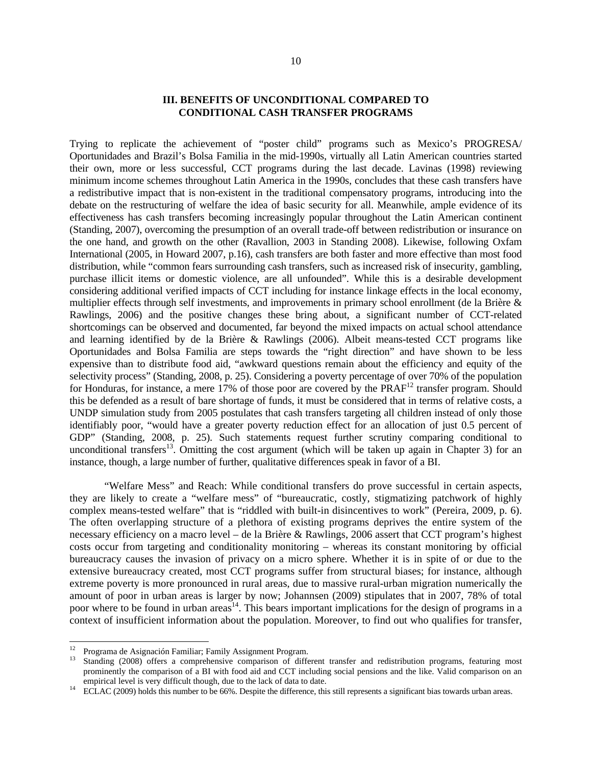## III. BENEFITS OF UNCONDITIONAL COMPARED TO CONDITIONAL CASH TRANSFER PROGRAMS

Trying to replicate the achievement of "poster child" programs such as Mexico's PROGRESA/ Oportunidades and Brazil's Bolsa Familia in the mid-1990s, virtually all Latin American countries started their own, more or less successful, CCT programs during the last decade. Lavinas (1998) reviewing minimum income schemes throughout Latin America in the 1990s, concludes that these cash transfers have a redistributive impact that is non-existent in the traditional compensatory programs, introducing into the debate on the restructuring of welfare the idea of basic security for all. Meanwhile, ample evidence of its effectiveness has cash transfers becoming increasingly popular throughout the Latin American continent (Standing, 2007), overcoming the presumption of an overall trade-off between redistribution or insurance on the one hand, and growth on the other (Ravallion, 2003 in Standing 2008). Likewise, following Oxfam International (2005, in Howard 2007, p.16), cash transfers are both faster and more effective than most food distribution, while "common fears surrounding cash transfers, such as increased risk of insecurity, gambling, purchase illicit items or domestic violence, are all unfounded". While this is a desirable development considering additional verified impacts of CCT including for instance linkage effects in the local economy, multiplier effects through self investments, and improvements in primary school enrollment (de la Brière & Rawlings, 2006) and the positive changes these bring about, a significant number of CCT-related shortcomings can be observed and documented, far beyond the mixed impacts on actual school attendance and learning identified by de la Brière & Rawlings (2006). Albeit means-tested CCT programs like Oportunidades and Bolsa Familia are steps towards the "right direction" and have shown to be less expensive than to distribute food aid, "awkward questions remain about the efficiency and equity of the selectivity process" (Standing, 2008, p. 25). Considering a poverty percentage of over 70% of the population for Honduras, for instance, a mere 17% of those poor are covered by the PRAF[12] transfer program. Should this be defended as a result of bare shortage of funds, it must be considered that in terms of relative costs, a UNDP simulation study from 2005 postulates that cash transfers targeting all children instead of only those identifiably poor, "would have a greater poverty reduction effect for an allocation of just 0.5 percent of GDP" (Standing, 2008, p. 25). Such statements request further scrutiny comparing conditional to unconditional transfers[13]. Omitting the cost argument (which will be taken up again in Chapter 3) for an instance, though, a large number of further, qualitative differences speak in favor of a BI.

"Welfare Mess" and Reach: While conditional transfers do prove successful in certain aspects, they are likely to create a "welfare mess" of "bureaucratic, costly, stigmatizing patchwork of highly complex means-tested welfare" that is "riddled with built-in disincentives to work" (Pereira, 2009, p. 6). The often overlapping structure of a plethora of existing programs deprives the entire system of the necessary efficiency on a macro level – de la Brière & Rawlings, 2006 assert that CCT program's highest costs occur from targeting and conditionality monitoring – whereas its constant monitoring by official bureaucracy causes the invasion of privacy on a micro sphere. Whether it is in spite of or due to the extensive bureaucracy created, most CCT programs suffer from structural biases; for instance, although extreme poverty is more pronounced in rural areas, due to massive rural-urban migration numerically the amount of poor in urban areas is larger by now; Johannsen (2009) stipulates that in 2007, 78% of total poor where to be found in urban areas[14]. This bears important implications for the design of programs in a context of insufficient information about the population. Moreover, to find out who qualifies for transfer,

---

[12] Programa de Asignación Familiar; Family Assignment Program.

[13] Standing (2008) offers a comprehensive comparison of different transfer and redistribution programs, featuring most prominently the comparison of a BI with food aid and CCT including social pensions and the like. Valid comparison on an empirical level is very difficult though, due to the lack of data to date.

[14] ECLAC (2009) holds this number to be 66%. Despite the difference, this still represents a significant bias towards urban areas.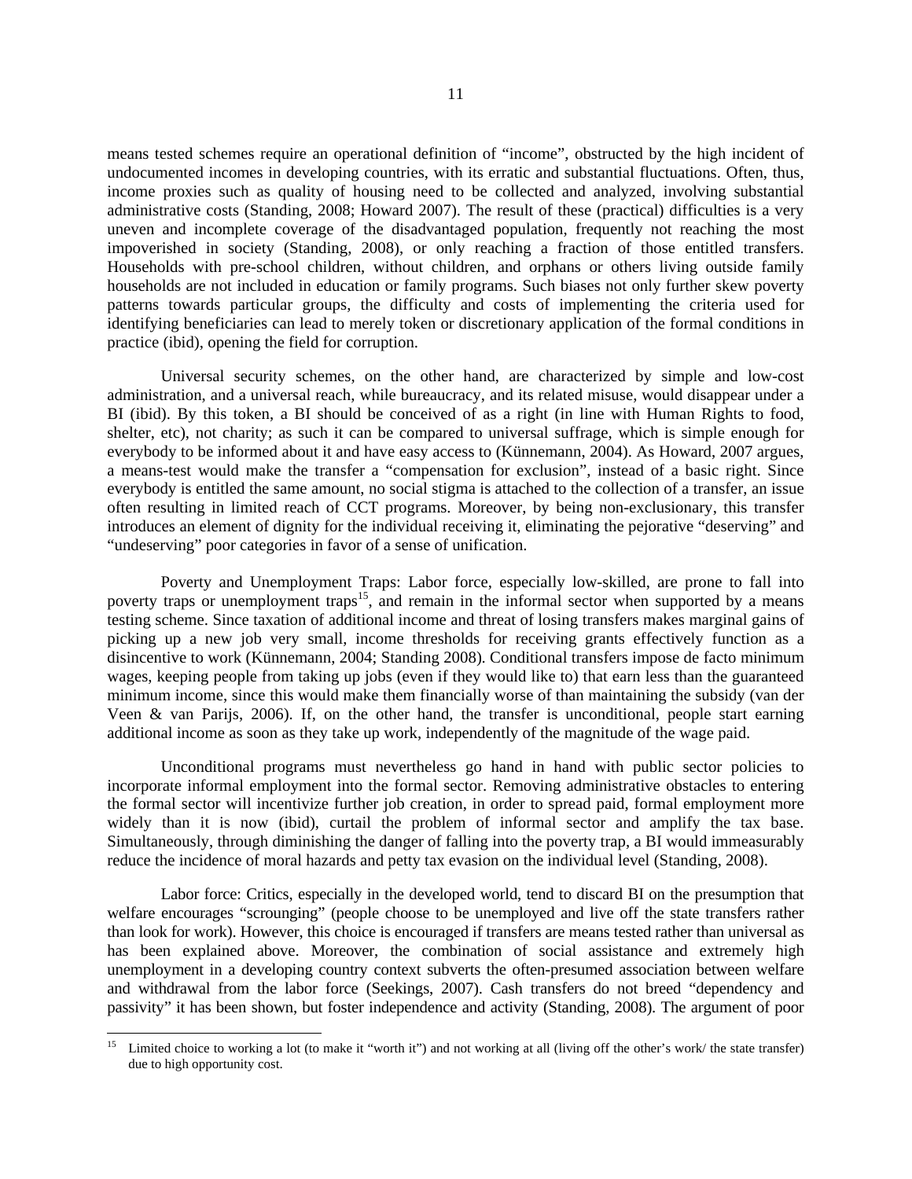means tested schemes require an operational definition of "income", obstructed by the high incident of undocumented incomes in developing countries, with its erratic and substantial fluctuations. Often, thus, income proxies such as quality of housing need to be collected and analyzed, involving substantial administrative costs (Standing, 2008; Howard 2007). The result of these (practical) difficulties is a very uneven and incomplete coverage of the disadvantaged population, frequently not reaching the most impoverished in society (Standing, 2008), or only reaching a fraction of those entitled transfers. Households with pre-school children, without children, and orphans or others living outside family households are not included in education or family programs. Such biases not only further skew poverty patterns towards particular groups, the difficulty and costs of implementing the criteria used for identifying beneficiaries can lead to merely token or discretionary application of the formal conditions in practice (ibid), opening the field for corruption.

Universal security schemes, on the other hand, are characterized by simple and low-cost administration, and a universal reach, while bureaucracy, and its related misuse, would disappear under a BI (ibid). By this token, a BI should be conceived of as a right (in line with Human Rights to food, shelter, etc), not charity; as such it can be compared to universal suffrage, which is simple enough for everybody to be informed about it and have easy access to (Künnemann, 2004). As Howard, 2007 argues, a means-test would make the transfer a "compensation for exclusion", instead of a basic right. Since everybody is entitled the same amount, no social stigma is attached to the collection of a transfer, an issue often resulting in limited reach of CCT programs. Moreover, by being non-exclusionary, this transfer introduces an element of dignity for the individual receiving it, eliminating the pejorative "deserving" and "undeserving" poor categories in favor of a sense of unification.

Poverty and Unemployment Traps: Labor force, especially low-skilled, are prone to fall into poverty traps or unemployment traps[15], and remain in the informal sector when supported by a means testing scheme. Since taxation of additional income and threat of losing transfers makes marginal gains of picking up a new job very small, income thresholds for receiving grants effectively function as a disincentive to work (Künnemann, 2004; Standing 2008). Conditional transfers impose de facto minimum wages, keeping people from taking up jobs (even if they would like to) that earn less than the guaranteed minimum income, since this would make them financially worse of than maintaining the subsidy (van der Veen & van Parijs, 2006). If, on the other hand, the transfer is unconditional, people start earning additional income as soon as they take up work, independently of the magnitude of the wage paid.

Unconditional programs must nevertheless go hand in hand with public sector policies to incorporate informal employment into the formal sector. Removing administrative obstacles to entering the formal sector will incentivize further job creation, in order to spread paid, formal employment more widely than it is now (ibid), curtail the problem of informal sector and amplify the tax base. Simultaneously, through diminishing the danger of falling into the poverty trap, a BI would immeasurably reduce the incidence of moral hazards and petty tax evasion on the individual level (Standing, 2008).

Labor force: Critics, especially in the developed world, tend to discard BI on the presumption that welfare encourages "scrounging" (people choose to be unemployed and live off the state transfers rather than look for work). However, this choice is encouraged if transfers are means tested rather than universal as has been explained above. Moreover, the combination of social assistance and extremely high unemployment in a developing country context subverts the often-presumed association between welfare and withdrawal from the labor force (Seekings, 2007). Cash transfers do not breed "dependency and passivity" it has been shown, but foster independence and activity (Standing, 2008). The argument of poor

[15] Limited choice to working a lot (to make it "worth it") and not working at all (living off the other's work/ the state transfer) due to high opportunity cost.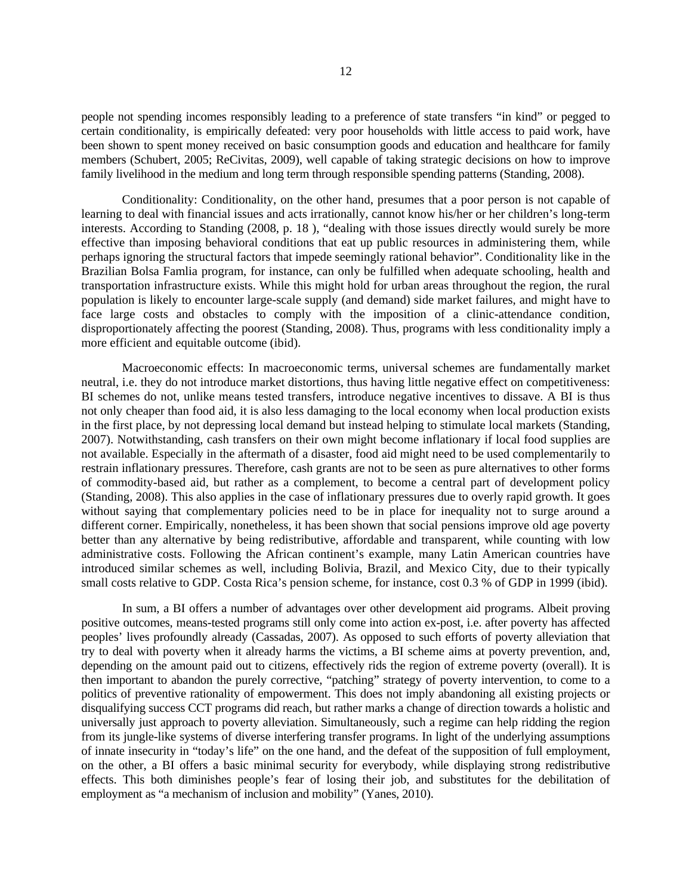people not spending incomes responsibly leading to a preference of state transfers "in kind" or pegged to certain conditionality, is empirically defeated: very poor households with little access to paid work, have been shown to spent money received on basic consumption goods and education and healthcare for family members (Schubert, 2005; ReCivitas, 2009), well capable of taking strategic decisions on how to improve family livelihood in the medium and long term through responsible spending patterns (Standing, 2008).

Conditionality: Conditionality, on the other hand, presumes that a poor person is not capable of learning to deal with financial issues and acts irrationally, cannot know his/her or her children's long-term interests. According to Standing (2008, p. 18 ), "dealing with those issues directly would surely be more effective than imposing behavioral conditions that eat up public resources in administering them, while perhaps ignoring the structural factors that impede seemingly rational behavior". Conditionality like in the Brazilian Bolsa Famlia program, for instance, can only be fulfilled when adequate schooling, health and transportation infrastructure exists. While this might hold for urban areas throughout the region, the rural population is likely to encounter large-scale supply (and demand) side market failures, and might have to face large costs and obstacles to comply with the imposition of a clinic-attendance condition, disproportionately affecting the poorest (Standing, 2008). Thus, programs with less conditionality imply a more efficient and equitable outcome (ibid).

Macroeconomic effects: In macroeconomic terms, universal schemes are fundamentally market neutral, i.e. they do not introduce market distortions, thus having little negative effect on competitiveness: BI schemes do not, unlike means tested transfers, introduce negative incentives to dissave. A BI is thus not only cheaper than food aid, it is also less damaging to the local economy when local production exists in the first place, by not depressing local demand but instead helping to stimulate local markets (Standing, 2007). Notwithstanding, cash transfers on their own might become inflationary if local food supplies are not available. Especially in the aftermath of a disaster, food aid might need to be used complementarily to restrain inflationary pressures. Therefore, cash grants are not to be seen as pure alternatives to other forms of commodity-based aid, but rather as a complement, to become a central part of development policy (Standing, 2008). This also applies in the case of inflationary pressures due to overly rapid growth. It goes without saying that complementary policies need to be in place for inequality not to surge around a different corner. Empirically, nonetheless, it has been shown that social pensions improve old age poverty better than any alternative by being redistributive, affordable and transparent, while counting with low administrative costs. Following the African continent's example, many Latin American countries have introduced similar schemes as well, including Bolivia, Brazil, and Mexico City, due to their typically small costs relative to GDP. Costa Rica's pension scheme, for instance, cost 0.3 % of GDP in 1999 (ibid).

In sum, a BI offers a number of advantages over other development aid programs. Albeit proving positive outcomes, means-tested programs still only come into action ex-post, i.e. after poverty has affected peoples' lives profoundly already (Cassadas, 2007). As opposed to such efforts of poverty alleviation that try to deal with poverty when it already harms the victims, a BI scheme aims at poverty prevention, and, depending on the amount paid out to citizens, effectively rids the region of extreme poverty (overall). It is then important to abandon the purely corrective, "patching" strategy of poverty intervention, to come to a politics of preventive rationality of empowerment. This does not imply abandoning all existing projects or disqualifying success CCT programs did reach, but rather marks a change of direction towards a holistic and universally just approach to poverty alleviation. Simultaneously, such a regime can help ridding the region from its jungle-like systems of diverse interfering transfer programs. In light of the underlying assumptions of innate insecurity in "today's life" on the one hand, and the defeat of the supposition of full employment, on the other, a BI offers a basic minimal security for everybody, while displaying strong redistributive effects. This both diminishes people's fear of losing their job, and substitutes for the debilitation of employment as "a mechanism of inclusion and mobility" (Yanes, 2010).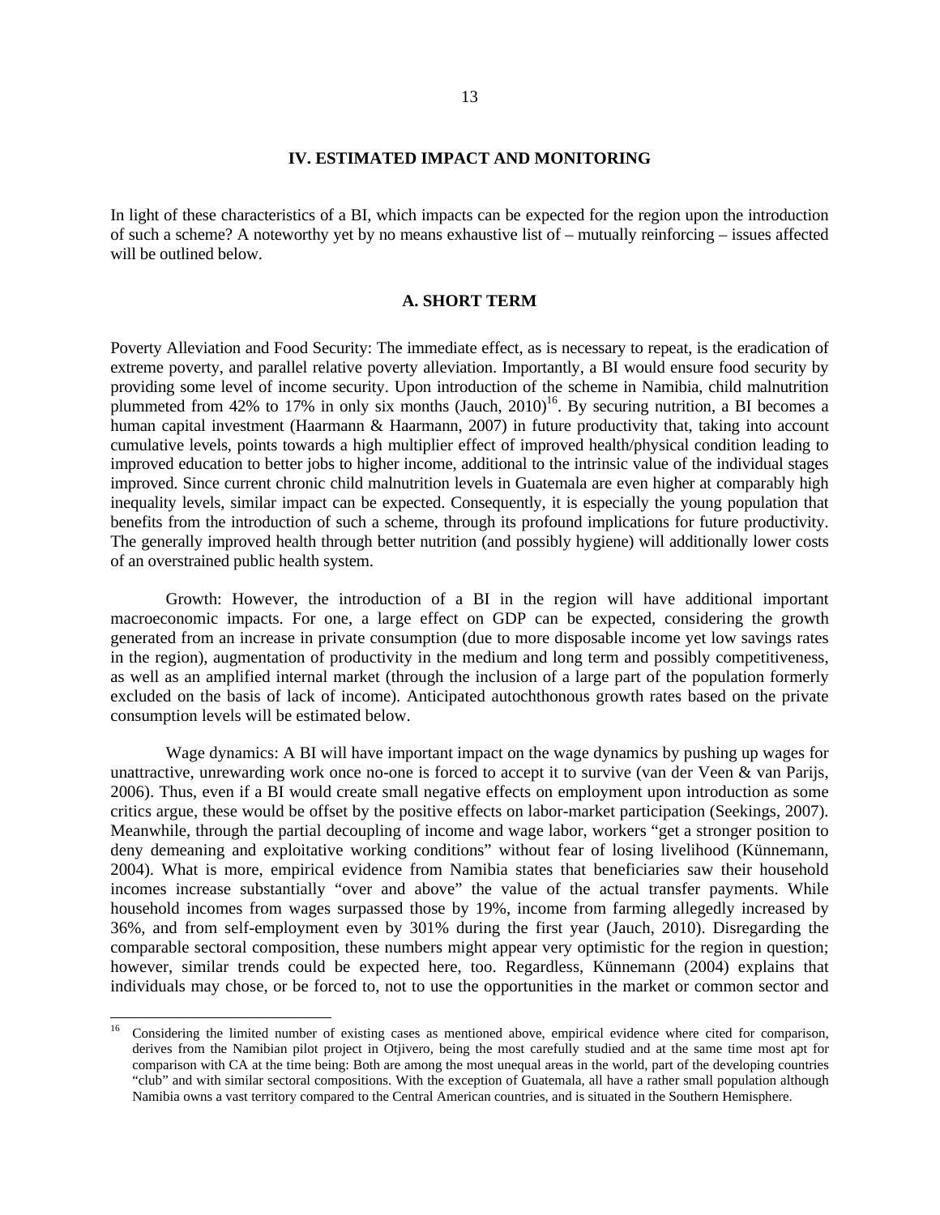## IV. ESTIMATED IMPACT AND MONITORING

In light of these characteristics of a BI, which impacts can be expected for the region upon the introduction of such a scheme? A noteworthy yet by no means exhaustive list of – mutually reinforcing – issues affected will be outlined below.

### A. SHORT TERM

Poverty Alleviation and Food Security: The immediate effect, as is necessary to repeat, is the eradication of extreme poverty, and parallel relative poverty alleviation. Importantly, a BI would ensure food security by providing some level of income security. Upon introduction of the scheme in Namibia, child malnutrition plummeted from 42% to 17% in only six months (Jauch, 2010)[16]. By securing nutrition, a BI becomes a human capital investment (Haarmann & Haarmann, 2007) in future productivity that, taking into account cumulative levels, points towards a high multiplier effect of improved health/physical condition leading to improved education to better jobs to higher income, additional to the intrinsic value of the individual stages improved. Since current chronic child malnutrition levels in Guatemala are even higher at comparably high inequality levels, similar impact can be expected. Consequently, it is especially the young population that benefits from the introduction of such a scheme, through its profound implications for future productivity. The generally improved health through better nutrition (and possibly hygiene) will additionally lower costs of an overstrained public health system.

Growth: However, the introduction of a BI in the region will have additional important macroeconomic impacts. For one, a large effect on GDP can be expected, considering the growth generated from an increase in private consumption (due to more disposable income yet low savings rates in the region), augmentation of productivity in the medium and long term and possibly competitiveness, as well as an amplified internal market (through the inclusion of a large part of the population formerly excluded on the basis of lack of income). Anticipated autochthonous growth rates based on the private consumption levels will be estimated below.

Wage dynamics: A BI will have important impact on the wage dynamics by pushing up wages for unattractive, unrewarding work once no-one is forced to accept it to survive (van der Veen & van Parijs, 2006). Thus, even if a BI would create small negative effects on employment upon introduction as some critics argue, these would be offset by the positive effects on labor-market participation (Seekings, 2007). Meanwhile, through the partial decoupling of income and wage labor, workers "get a stronger position to deny demeaning and exploitative working conditions" without fear of losing livelihood (Künnemann, 2004). What is more, empirical evidence from Namibia states that beneficiaries saw their household incomes increase substantially "over and above" the value of the actual transfer payments. While household incomes from wages surpassed those by 19%, income from farming allegedly increased by 36%, and from self-employment even by 301% during the first year (Jauch, 2010). Disregarding the comparable sectoral composition, these numbers might appear very optimistic for the region in question; however, similar trends could be expected here, too. Regardless, Künnemann (2004) explains that individuals may chose, or be forced to, not to use the opportunities in the market or common sector and

[16] Considering the limited number of existing cases as mentioned above, empirical evidence where cited for comparison, derives from the Namibian pilot project in Otjivero, being the most carefully studied and at the same time most apt for comparison with CA at the time being: Both are among the most unequal areas in the world, part of the developing countries "club" and with similar sectoral compositions. With the exception of Guatemala, all have a rather small population although Namibia owns a vast territory compared to the Central American countries, and is situated in the Southern Hemisphere.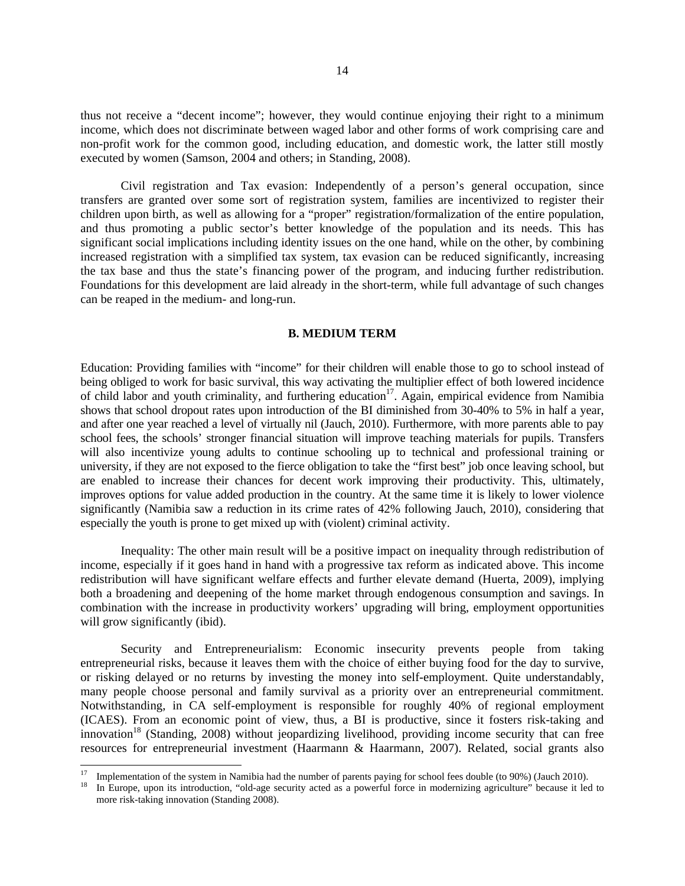thus not receive a "decent income"; however, they would continue enjoying their right to a minimum income, which does not discriminate between waged labor and other forms of work comprising care and non-profit work for the common good, including education, and domestic work, the latter still mostly executed by women (Samson, 2004 and others; in Standing, 2008).

Civil registration and Tax evasion: Independently of a person's general occupation, since transfers are granted over some sort of registration system, families are incentivized to register their children upon birth, as well as allowing for a "proper" registration/formalization of the entire population, and thus promoting a public sector's better knowledge of the population and its needs. This has significant social implications including identity issues on the one hand, while on the other, by combining increased registration with a simplified tax system, tax evasion can be reduced significantly, increasing the tax base and thus the state's financing power of the program, and inducing further redistribution. Foundations for this development are laid already in the short-term, while full advantage of such changes can be reaped in the medium- and long-run.

## B. MEDIUM TERM

Education: Providing families with "income" for their children will enable those to go to school instead of being obliged to work for basic survival, this way activating the multiplier effect of both lowered incidence of child labor and youth criminality, and furthering education[17]. Again, empirical evidence from Namibia shows that school dropout rates upon introduction of the BI diminished from 30-40% to 5% in half a year, and after one year reached a level of virtually nil (Jauch, 2010). Furthermore, with more parents able to pay school fees, the schools' stronger financial situation will improve teaching materials for pupils. Transfers will also incentivize young adults to continue schooling up to technical and professional training or university, if they are not exposed to the fierce obligation to take the "first best" job once leaving school, but are enabled to increase their chances for decent work improving their productivity. This, ultimately, improves options for value added production in the country. At the same time it is likely to lower violence significantly (Namibia saw a reduction in its crime rates of 42% following Jauch, 2010), considering that especially the youth is prone to get mixed up with (violent) criminal activity.

Inequality: The other main result will be a positive impact on inequality through redistribution of income, especially if it goes hand in hand with a progressive tax reform as indicated above. This income redistribution will have significant welfare effects and further elevate demand (Huerta, 2009), implying both a broadening and deepening of the home market through endogenous consumption and savings. In combination with the increase in productivity workers' upgrading will bring, employment opportunities will grow significantly (ibid).

Security and Entrepreneurialism: Economic insecurity prevents people from taking entrepreneurial risks, because it leaves them with the choice of either buying food for the day to survive, or risking delayed or no returns by investing the money into self-employment. Quite understandably, many people choose personal and family survival as a priority over an entrepreneurial commitment. Notwithstanding, in CA self-employment is responsible for roughly 40% of regional employment (ICAES). From an economic point of view, thus, a BI is productive, since it fosters risk-taking and innovation[18] (Standing, 2008) without jeopardizing livelihood, providing income security that can free resources for entrepreneurial investment (Haarmann & Haarmann, 2007). Related, social grants also

[17] Implementation of the system in Namibia had the number of parents paying for school fees double (to 90%) (Jauch 2010).

[18] In Europe, upon its introduction, "old-age security acted as a powerful force in modernizing agriculture" because it led to more risk-taking innovation (Standing 2008).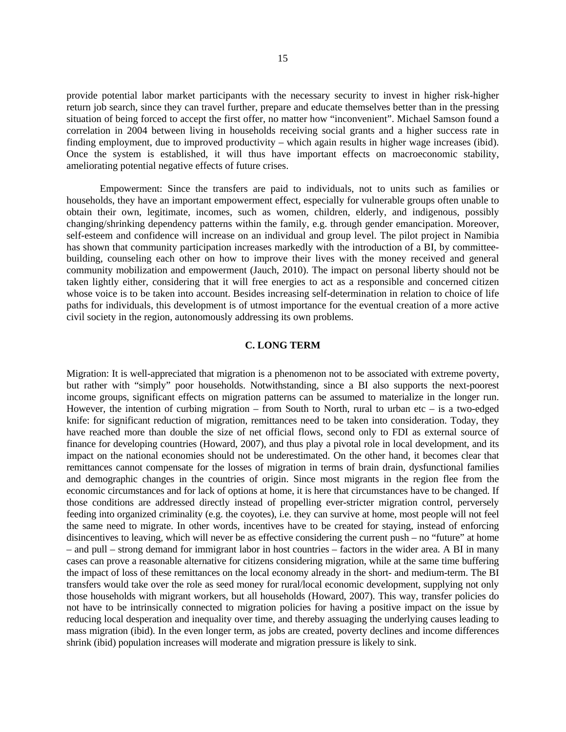provide potential labor market participants with the necessary security to invest in higher risk-higher return job search, since they can travel further, prepare and educate themselves better than in the pressing situation of being forced to accept the first offer, no matter how "inconvenient". Michael Samson found a correlation in 2004 between living in households receiving social grants and a higher success rate in finding employment, due to improved productivity – which again results in higher wage increases (ibid). Once the system is established, it will thus have important effects on macroeconomic stability, ameliorating potential negative effects of future crises.

Empowerment: Since the transfers are paid to individuals, not to units such as families or households, they have an important empowerment effect, especially for vulnerable groups often unable to obtain their own, legitimate, incomes, such as women, children, elderly, and indigenous, possibly changing/shrinking dependency patterns within the family, e.g. through gender emancipation. Moreover, self-esteem and confidence will increase on an individual and group level. The pilot project in Namibia has shown that community participation increases markedly with the introduction of a BI, by committee-building, counseling each other on how to improve their lives with the money received and general community mobilization and empowerment (Jauch, 2010). The impact on personal liberty should not be taken lightly either, considering that it will free energies to act as a responsible and concerned citizen whose voice is to be taken into account. Besides increasing self-determination in relation to choice of life paths for individuals, this development is of utmost importance for the eventual creation of a more active civil society in the region, autonomously addressing its own problems.

## C. LONG TERM

Migration: It is well-appreciated that migration is a phenomenon not to be associated with extreme poverty, but rather with "simply" poor households. Notwithstanding, since a BI also supports the next-poorest income groups, significant effects on migration patterns can be assumed to materialize in the longer run. However, the intention of curbing migration – from South to North, rural to urban etc – is a two-edged knife: for significant reduction of migration, remittances need to be taken into consideration. Today, they have reached more than double the size of net official flows, second only to FDI as external source of finance for developing countries (Howard, 2007), and thus play a pivotal role in local development, and its impact on the national economies should not be underestimated. On the other hand, it becomes clear that remittances cannot compensate for the losses of migration in terms of brain drain, dysfunctional families and demographic changes in the countries of origin. Since most migrants in the region flee from the economic circumstances and for lack of options at home, it is here that circumstances have to be changed. If those conditions are addressed directly instead of propelling ever-stricter migration control, perversely feeding into organized criminality (e.g. the coyotes), i.e. they can survive at home, most people will not feel the same need to migrate. In other words, incentives have to be created for staying, instead of enforcing disincentives to leaving, which will never be as effective considering the current push – no "future" at home – and pull – strong demand for immigrant labor in host countries – factors in the wider area. A BI in many cases can prove a reasonable alternative for citizens considering migration, while at the same time buffering the impact of loss of these remittances on the local economy already in the short- and medium-term. The BI transfers would take over the role as seed money for rural/local economic development, supplying not only those households with migrant workers, but all households (Howard, 2007). This way, transfer policies do not have to be intrinsically connected to migration policies for having a positive impact on the issue by reducing local desperation and inequality over time, and thereby assuaging the underlying causes leading to mass migration (ibid). In the even longer term, as jobs are created, poverty declines and income differences shrink (ibid) population increases will moderate and migration pressure is likely to sink.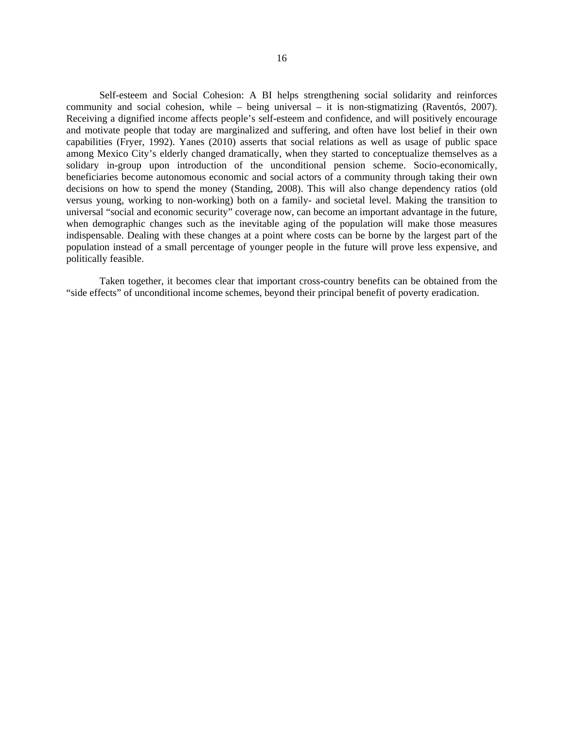Self-esteem and Social Cohesion: A BI helps strengthening social solidarity and reinforces community and social cohesion, while – being universal – it is non-stigmatizing (Raventós, 2007). Receiving a dignified income affects people's self-esteem and confidence, and will positively encourage and motivate people that today are marginalized and suffering, and often have lost belief in their own capabilities (Fryer, 1992). Yanes (2010) asserts that social relations as well as usage of public space among Mexico City's elderly changed dramatically, when they started to conceptualize themselves as a solidary in-group upon introduction of the unconditional pension scheme. Socio-economically, beneficiaries become autonomous economic and social actors of a community through taking their own decisions on how to spend the money (Standing, 2008). This will also change dependency ratios (old versus young, working to non-working) both on a family- and societal level. Making the transition to universal "social and economic security" coverage now, can become an important advantage in the future, when demographic changes such as the inevitable aging of the population will make those measures indispensable. Dealing with these changes at a point where costs can be borne by the largest part of the population instead of a small percentage of younger people in the future will prove less expensive, and politically feasible.

Taken together, it becomes clear that important cross-country benefits can be obtained from the "side effects" of unconditional income schemes, beyond their principal benefit of poverty eradication.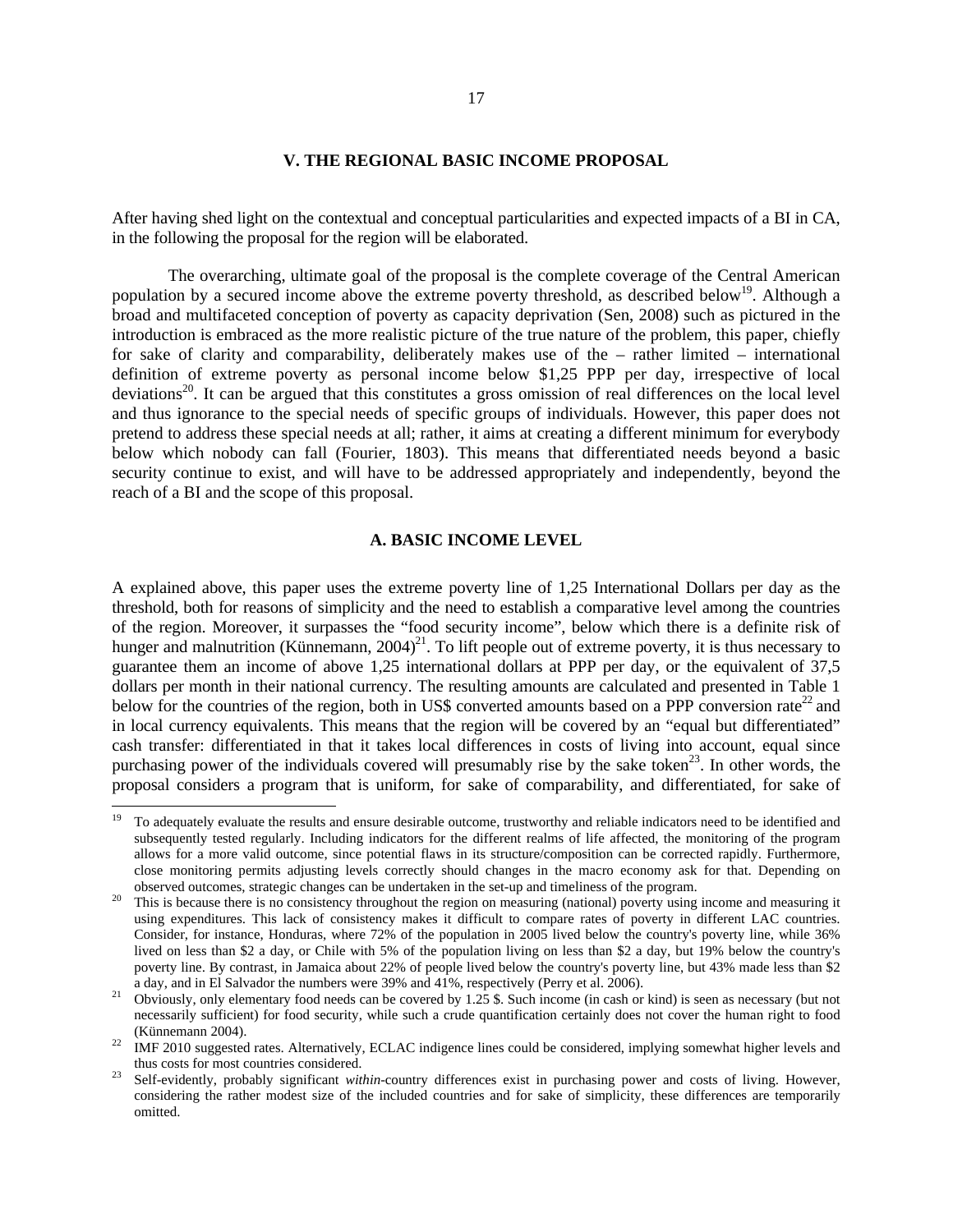## V. THE REGIONAL BASIC INCOME PROPOSAL

After having shed light on the contextual and conceptual particularities and expected impacts of a BI in CA, in the following the proposal for the region will be elaborated.

The overarching, ultimate goal of the proposal is the complete coverage of the Central American population by a secured income above the extreme poverty threshold, as described below[19]. Although a broad and multifaceted conception of poverty as capacity deprivation (Sen, 2008) such as pictured in the introduction is embraced as the more realistic picture of the true nature of the problem, this paper, chiefly for sake of clarity and comparability, deliberately makes use of the – rather limited – international definition of extreme poverty as personal income below $1,25 PPP per day, irrespective of local deviations[20]. It can be argued that this constitutes a gross omission of real differences on the local level and thus ignorance to the special needs of specific groups of individuals. However, this paper does not pretend to address these special needs at all; rather, it aims at creating a different minimum for everybody below which nobody can fall (Fourier, 1803). This means that differentiated needs beyond a basic security continue to exist, and will have to be addressed appropriately and independently, beyond the reach of a BI and the scope of this proposal.

### A. BASIC INCOME LEVEL

A explained above, this paper uses the extreme poverty line of 1,25 International Dollars per day as the threshold, both for reasons of simplicity and the need to establish a comparative level among the countries of the region. Moreover, it surpasses the "food security income", below which there is a definite risk of hunger and malnutrition (Künnemann, 2004)[21]. To lift people out of extreme poverty, it is thus necessary to guarantee them an income of above 1,25 international dollars at PPP per day, or the equivalent of 37,5 dollars per month in their national currency. The resulting amounts are calculated and presented in Table 1 below for the countries of the region, both in US$ converted amounts based on a PPP conversion rate[22] and in local currency equivalents. This means that the region will be covered by an "equal but differentiated" cash transfer: differentiated in that it takes local differences in costs of living into account, equal since purchasing power of the individuals covered will presumably rise by the sake token[23]. In other words, the proposal considers a program that is uniform, for sake of comparability, and differentiated, for sake of

---

[19] To adequately evaluate the results and ensure desirable outcome, trustworthy and reliable indicators need to be identified and subsequently tested regularly. Including indicators for the different realms of life affected, the monitoring of the program allows for a more valid outcome, since potential flaws in its structure/composition can be corrected rapidly. Furthermore, close monitoring permits adjusting levels correctly should changes in the macro economy ask for that. Depending on observed outcomes, strategic changes can be undertaken in the set-up and timeliness of the program.

[20] This is because there is no consistency throughout the region on measuring (national) poverty using income and measuring it using expenditures. This lack of consistency makes it difficult to compare rates of poverty in different LAC countries. Consider, for instance, Honduras, where 72% of the population in 2005 lived below the country's poverty line, while 36% lived on less than $2 a day, or Chile with 5% of the population living on less than $2 a day, but 19% below the country's poverty line. By contrast, in Jamaica about 22% of people lived below the country's poverty line, but 43% made less than $2 a day, and in El Salvador the numbers were 39% and 41%, respectively (Perry et al. 2006).

[21] Obviously, only elementary food needs can be covered by 1.25 $. Such income (in cash or kind) is seen as necessary (but not necessarily sufficient) for food security, while such a crude quantification certainly does not cover the human right to food (Künnemann 2004).

[22] IMF 2010 suggested rates. Alternatively, ECLAC indigence lines could be considered, implying somewhat higher levels and thus costs for most countries considered.

[23] Self-evidently, probably significant *within*-country differences exist in purchasing power and costs of living. However, considering the rather modest size of the included countries and for sake of simplicity, these differences are temporarily omitted.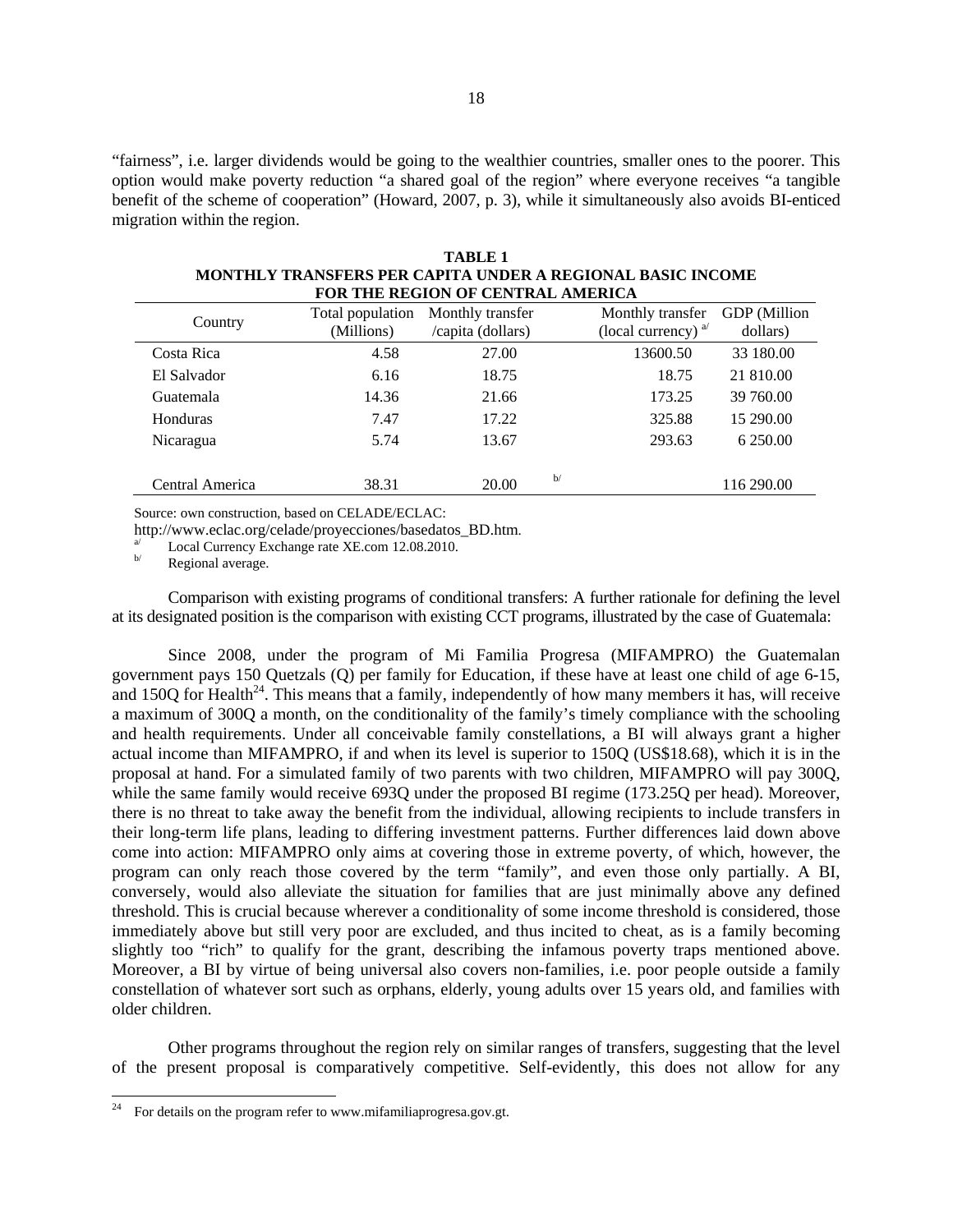"fairness", i.e. larger dividends would be going to the wealthier countries, smaller ones to the poorer. This option would make poverty reduction "a shared goal of the region" where everyone receives "a tangible benefit of the scheme of cooperation" (Howard, 2007, p. 3), while it simultaneously also avoids BI-enticed migration within the region.

**TABLE 1**
**MONTHLY TRANSFERS PER CAPITA UNDER A REGIONAL BASIC INCOME FOR THE REGION OF CENTRAL AMERICA**

| Country | Total population (Millions) | Monthly transfer /capita (dollars) | Monthly transfer (local currency) [a] | GDP (Million dollars) |
|---|---|---|---|---|
| Costa Rica | 4.58 | 27.00 | 13600.50 | 33 180.00 |
| El Salvador | 6.16 | 18.75 | 18.75 | 21 810.00 |
| Guatemala | 14.36 | 21.66 | 173.25 | 39 760.00 |
| Honduras | 7.47 | 17.22 | 325.88 | 15 290.00 |
| Nicaragua | 5.74 | 13.67 | 293.63 | 6 250.00 |
| Central America | 38.31 | 20.00 [b] | | 116 290.00 |

Source: own construction, based on CELADE/ECLAC: http://www.eclac.org/celade/proyecciones/basedatos_BD.htm.

[a] Local Currency Exchange rate XE.com 12.08.2010.

[b] Regional average.

Comparison with existing programs of conditional transfers: A further rationale for defining the level at its designated position is the comparison with existing CCT programs, illustrated by the case of Guatemala:

Since 2008, under the program of Mi Familia Progresa (MIFAMPRO) the Guatemalan government pays 150 Quetzals (Q) per family for Education, if these have at least one child of age 6-15, and 150Q for Health[24]. This means that a family, independently of how many members it has, will receive a maximum of 300Q a month, on the conditionality of the family's timely compliance with the schooling and health requirements. Under all conceivable family constellations, a BI will always grant a higher actual income than MIFAMPRO, if and when its level is superior to 150Q (US$18.68), which it is in the proposal at hand. For a simulated family of two parents with two children, MIFAMPRO will pay 300Q, while the same family would receive 693Q under the proposed BI regime (173.25Q per head). Moreover, there is no threat to take away the benefit from the individual, allowing recipients to include transfers in their long-term life plans, leading to differing investment patterns. Further differences laid down above come into action: MIFAMPRO only aims at covering those in extreme poverty, of which, however, the program can only reach those covered by the term "family", and even those only partially. A BI, conversely, would also alleviate the situation for families that are just minimally above any defined threshold. This is crucial because wherever a conditionality of some income threshold is considered, those immediately above but still very poor are excluded, and thus incited to cheat, as is a family becoming slightly too "rich" to qualify for the grant, describing the infamous poverty traps mentioned above. Moreover, a BI by virtue of being universal also covers non-families, i.e. poor people outside a family constellation of whatever sort such as orphans, elderly, young adults over 15 years old, and families with older children.

Other programs throughout the region rely on similar ranges of transfers, suggesting that the level of the present proposal is comparatively competitive. Self-evidently, this does not allow for any

[24] For details on the program refer to www.mifamiliaprogresa.gov.gt.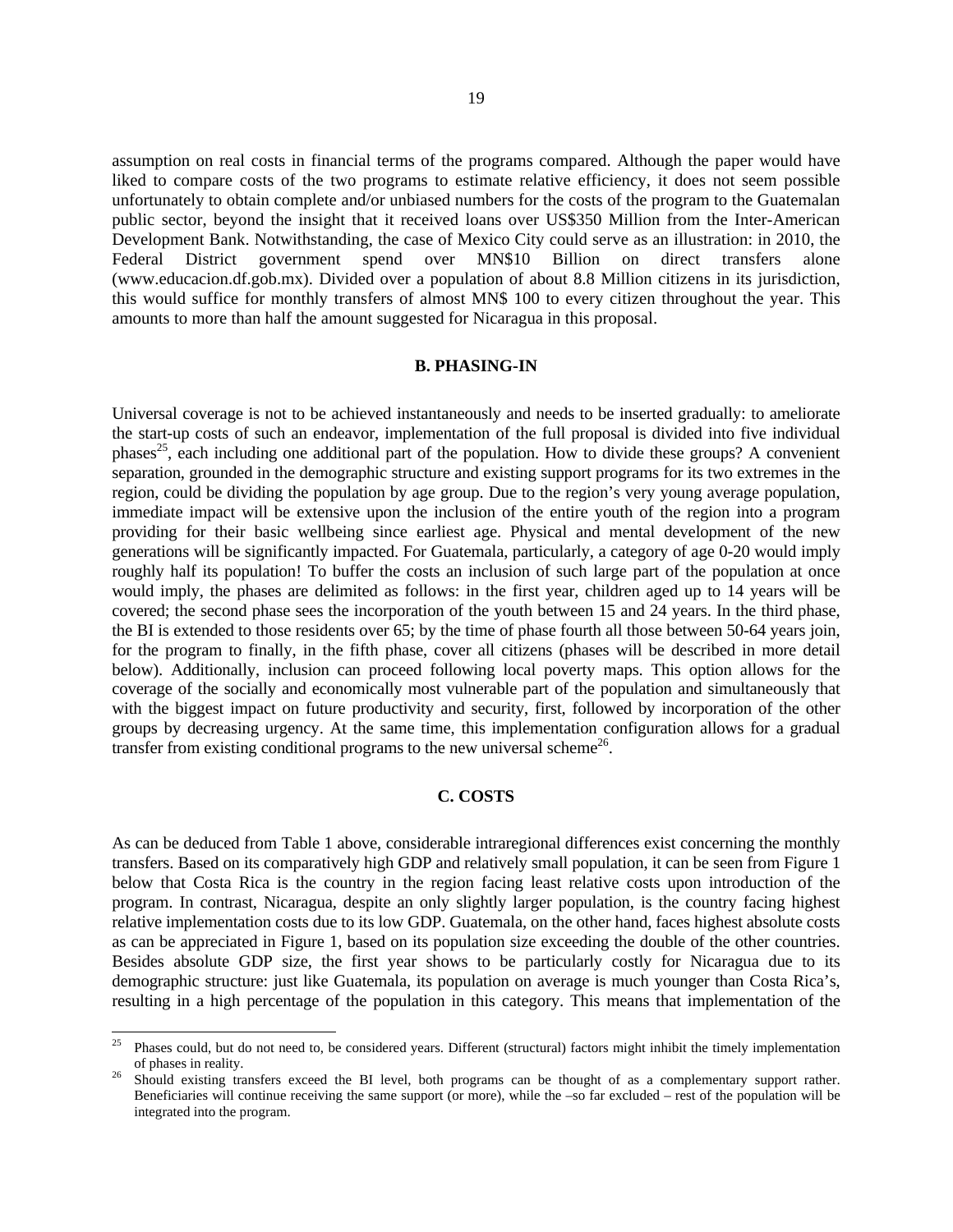assumption on real costs in financial terms of the programs compared. Although the paper would have liked to compare costs of the two programs to estimate relative efficiency, it does not seem possible unfortunately to obtain complete and/or unbiased numbers for the costs of the program to the Guatemalan public sector, beyond the insight that it received loans over US$350 Million from the Inter-American Development Bank. Notwithstanding, the case of Mexico City could serve as an illustration: in 2010, the Federal District government spend over MN$10 Billion on direct transfers alone (www.educacion.df.gob.mx). Divided over a population of about 8.8 Million citizens in its jurisdiction, this would suffice for monthly transfers of almost MN$ 100 to every citizen throughout the year. This amounts to more than half the amount suggested for Nicaragua in this proposal.

## B. PHASING-IN

Universal coverage is not to be achieved instantaneously and needs to be inserted gradually: to ameliorate the start-up costs of such an endeavor, implementation of the full proposal is divided into five individual phases[25], each including one additional part of the population. How to divide these groups? A convenient separation, grounded in the demographic structure and existing support programs for its two extremes in the region, could be dividing the population by age group. Due to the region's very young average population, immediate impact will be extensive upon the inclusion of the entire youth of the region into a program providing for their basic wellbeing since earliest age. Physical and mental development of the new generations will be significantly impacted. For Guatemala, particularly, a category of age 0-20 would imply roughly half its population! To buffer the costs an inclusion of such large part of the population at once would imply, the phases are delimited as follows: in the first year, children aged up to 14 years will be covered; the second phase sees the incorporation of the youth between 15 and 24 years. In the third phase, the BI is extended to those residents over 65; by the time of phase fourth all those between 50-64 years join, for the program to finally, in the fifth phase, cover all citizens (phases will be described in more detail below). Additionally, inclusion can proceed following local poverty maps. This option allows for the coverage of the socially and economically most vulnerable part of the population and simultaneously that with the biggest impact on future productivity and security, first, followed by incorporation of the other groups by decreasing urgency. At the same time, this implementation configuration allows for a gradual transfer from existing conditional programs to the new universal scheme[26].

## C. COSTS

As can be deduced from Table 1 above, considerable intraregional differences exist concerning the monthly transfers. Based on its comparatively high GDP and relatively small population, it can be seen from Figure 1 below that Costa Rica is the country in the region facing least relative costs upon introduction of the program. In contrast, Nicaragua, despite an only slightly larger population, is the country facing highest relative implementation costs due to its low GDP. Guatemala, on the other hand, faces highest absolute costs as can be appreciated in Figure 1, based on its population size exceeding the double of the other countries. Besides absolute GDP size, the first year shows to be particularly costly for Nicaragua due to its demographic structure: just like Guatemala, its population on average is much younger than Costa Rica's, resulting in a high percentage of the population in this category. This means that implementation of the

---

[25] Phases could, but do not need to, be considered years. Different (structural) factors might inhibit the timely implementation of phases in reality.

[26] Should existing transfers exceed the BI level, both programs can be thought of as a complementary support rather. Beneficiaries will continue receiving the same support (or more), while the –so far excluded – rest of the population will be integrated into the program.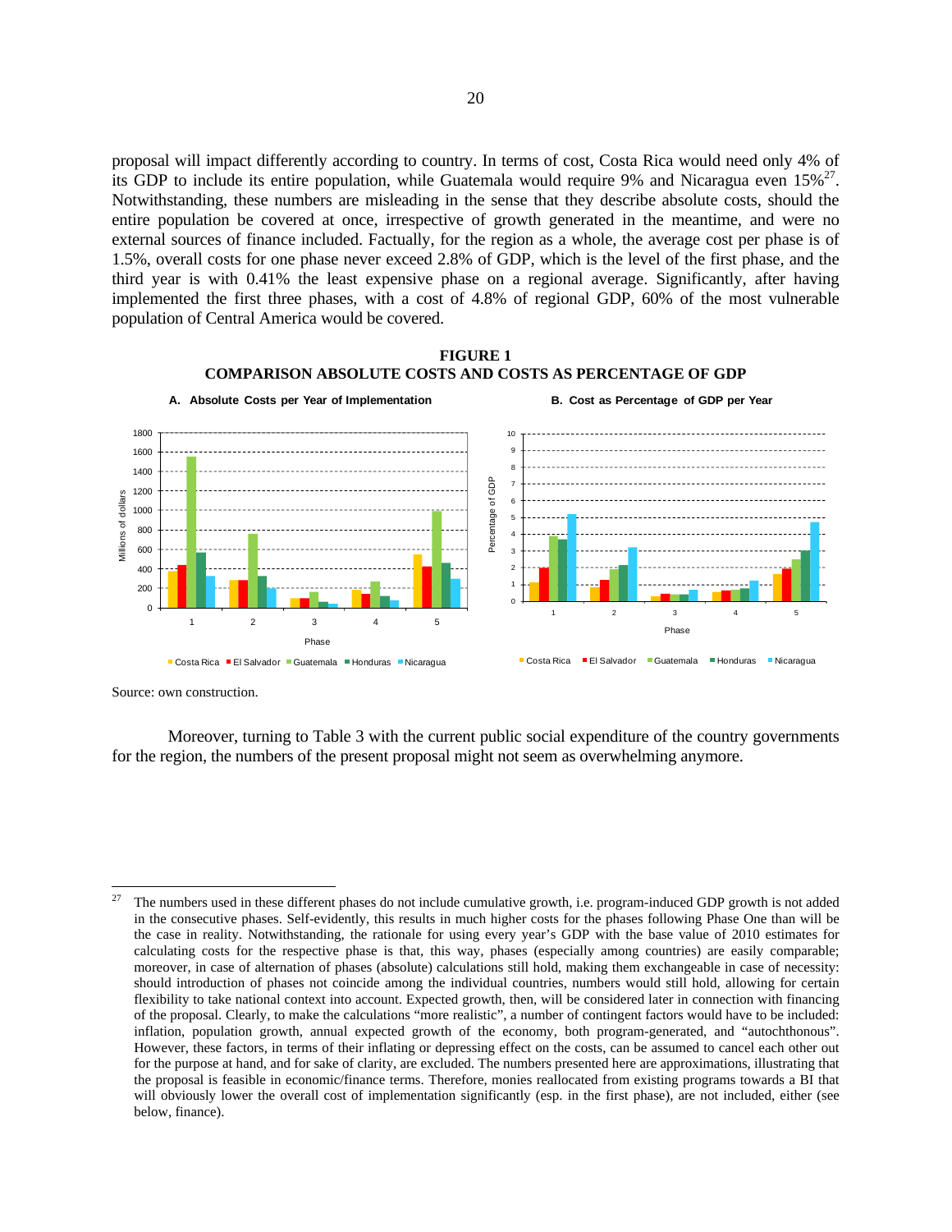proposal will impact differently according to country. In terms of cost, Costa Rica would need only 4% of its GDP to include its entire population, while Guatemala would require 9% and Nicaragua even 15%[27]. Notwithstanding, these numbers are misleading in the sense that they describe absolute costs, should the entire population be covered at once, irrespective of growth generated in the meantime, and were no external sources of finance included. Factually, for the region as a whole, the average cost per phase is of 1.5%, overall costs for one phase never exceed 2.8% of GDP, which is the level of the first phase, and the third year is with 0.41% the least expensive phase on a regional average. Significantly, after having implemented the first three phases, with a cost of 4.8% of regional GDP, 60% of the most vulnerable population of Central America would be covered.

**FIGURE 1**
**COMPARISON ABSOLUTE COSTS AND COSTS AS PERCENTAGE OF GDP**

**A. Absolute Costs per Year of Implementation**

**B. Cost as Percentage of GDP per Year**

Source: own construction.

Moreover, turning to Table 3 with the current public social expenditure of the country governments for the region, the numbers of the present proposal might not seem as overwhelming anymore.

---

[27] The numbers used in these different phases do not include cumulative growth, i.e. program-induced GDP growth is not added in the consecutive phases. Self-evidently, this results in much higher costs for the phases following Phase One than will be the case in reality. Notwithstanding, the rationale for using every year's GDP with the base value of 2010 estimates for calculating costs for the respective phase is that, this way, phases (especially among countries) are easily comparable; moreover, in case of alternation of phases (absolute) calculations still hold, making them exchangeable in case of necessity: should introduction of phases not coincide among the individual countries, numbers would still hold, allowing for certain flexibility to take national context into account. Expected growth, then, will be considered later in connection with financing of the proposal. Clearly, to make the calculations "more realistic", a number of contingent factors would have to be included: inflation, population growth, annual expected growth of the economy, both program-generated, and "autochthonous". However, these factors, in terms of their inflating or depressing effect on the costs, can be assumed to cancel each other out for the purpose at hand, and for sake of clarity, are excluded. The numbers presented here are approximations, illustrating that the proposal is feasible in economic/finance terms. Therefore, monies reallocated from existing programs towards a BI that will obviously lower the overall cost of implementation significantly (esp. in the first phase), are not included, either (see below, finance).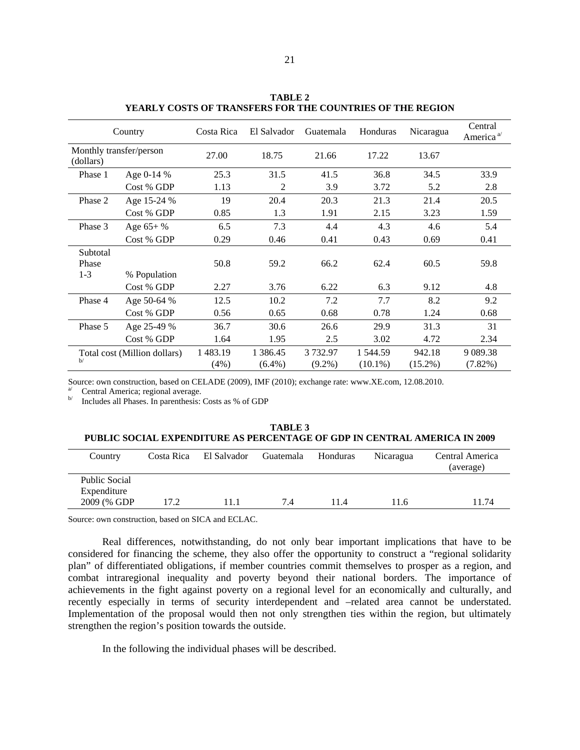**TABLE 2**
**YEARLY COSTS OF TRANSFERS FOR THE COUNTRIES OF THE REGION**

| Country | | Costa Rica | El Salvador | Guatemala | Honduras | Nicaragua | Central America [a/] |
|---|---|---|---|---|---|---|---|
| Monthly transfer/person (dollars) | | 27.00 | 18.75 | 21.66 | 17.22 | 13.67 | |
| Phase 1 | Age 0-14 % | 25.3 | 31.5 | 41.5 | 36.8 | 34.5 | 33.9 |
| | Cost % GDP | 1.13 | 2 | 3.9 | 3.72 | 5.2 | 2.8 |
| Phase 2 | Age 15-24 % | 19 | 20.4 | 20.3 | 21.3 | 21.4 | 20.5 |
| | Cost % GDP | 0.85 | 1.3 | 1.91 | 2.15 | 3.23 | 1.59 |
| Phase 3 | Age 65+ % | 6.5 | 7.3 | 4.4 | 4.3 | 4.6 | 5.4 |
| | Cost % GDP | 0.29 | 0.46 | 0.41 | 0.43 | 0.69 | 0.41 |
| Subtotal Phase 1-3 | % Population | 50.8 | 59.2 | 66.2 | 62.4 | 60.5 | 59.8 |
| | Cost % GDP | 2.27 | 3.76 | 6.22 | 6.3 | 9.12 | 4.8 |
| Phase 4 | Age 50-64 % | 12.5 | 10.2 | 7.2 | 7.7 | 8.2 | 9.2 |
| | Cost % GDP | 0.56 | 0.65 | 0.68 | 0.78 | 1.24 | 0.68 |
| Phase 5 | Age 25-49 % | 36.7 | 30.6 | 26.6 | 29.9 | 31.3 | 31 |
| | Cost % GDP | 1.64 | 1.95 | 2.5 | 3.02 | 4.72 | 2.34 |
| Total cost (Million dollars) [b/] | | 1 483.19 (4%) | 1 386.45 (6.4%) | 3 732.97 (9.2%) | 1 544.59 (10.1%) | 942.18 (15.2%) | 9 089.38 (7.82%) |

Source: own construction, based on CELADE (2009), IMF (2010); exchange rate: www.XE.com, 12.08.2010.
[a/] Central America; regional average.
[b/] Includes all Phases. In parenthesis: Costs as % of GDP

**TABLE 3**
**PUBLIC SOCIAL EXPENDITURE AS PERCENTAGE OF GDP IN CENTRAL AMERICA IN 2009**

| Country | Costa Rica | El Salvador | Guatemala | Honduras | Nicaragua | Central America (average) |
|---|---|---|---|---|---|---|
| Public Social Expenditure 2009 (% GDP | 17.2 | 11.1 | 7.4 | 11.4 | 11.6 | 11.74 |

Source: own construction, based on SICA and ECLAC.

Real differences, notwithstanding, do not only bear important implications that have to be considered for financing the scheme, they also offer the opportunity to construct a "regional solidarity plan" of differentiated obligations, if member countries commit themselves to prosper as a region, and combat intraregional inequality and poverty beyond their national borders. The importance of achievements in the fight against poverty on a regional level for an economically and culturally, and recently especially in terms of security interdependent and –related area cannot be understated. Implementation of the proposal would then not only strengthen ties within the region, but ultimately strengthen the region's position towards the outside.

In the following the individual phases will be described.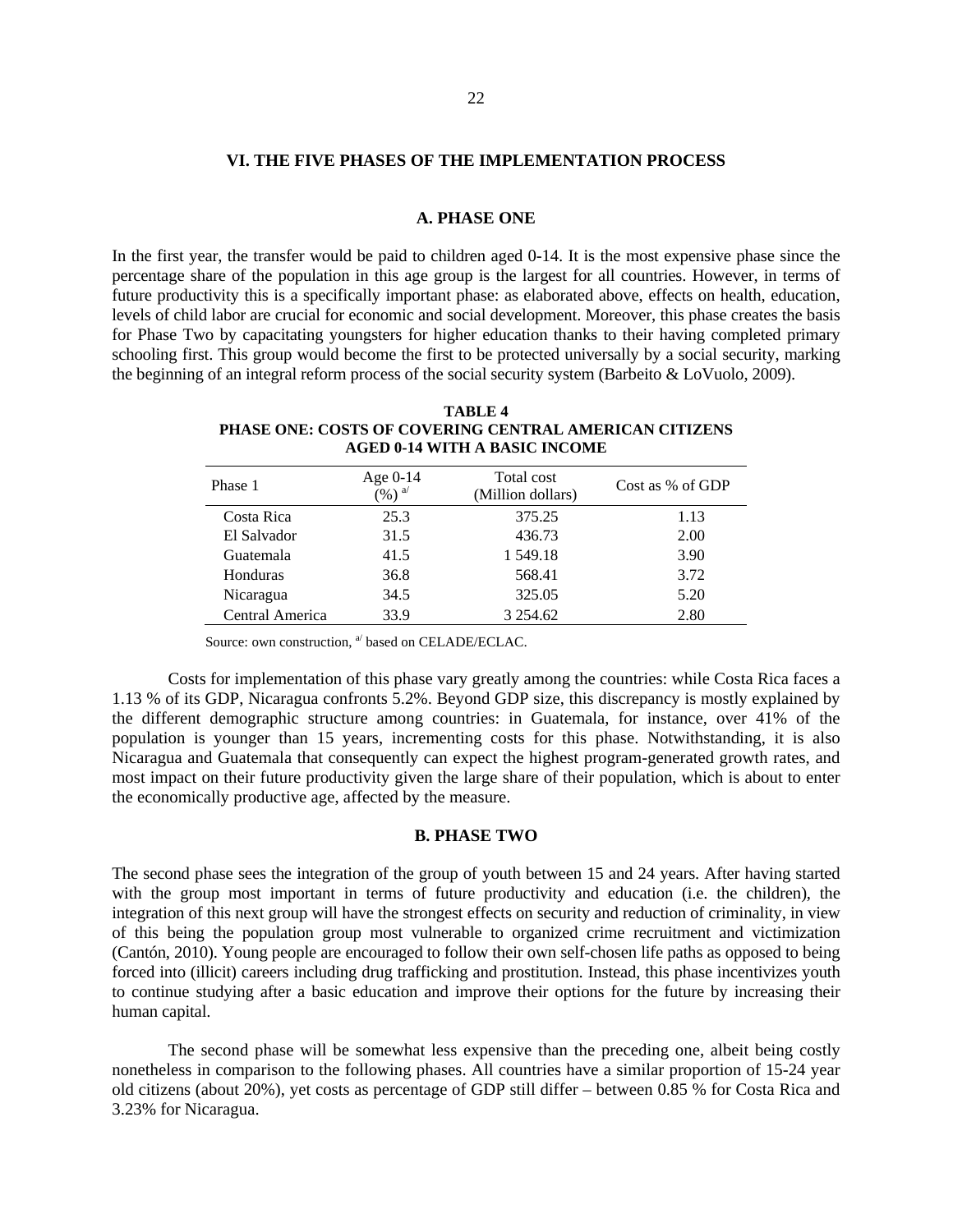## VI. THE FIVE PHASES OF THE IMPLEMENTATION PROCESS

### A. PHASE ONE

In the first year, the transfer would be paid to children aged 0-14. It is the most expensive phase since the percentage share of the population in this age group is the largest for all countries. However, in terms of future productivity this is a specifically important phase: as elaborated above, effects on health, education, levels of child labor are crucial for economic and social development. Moreover, this phase creates the basis for Phase Two by capacitating youngsters for higher education thanks to their having completed primary schooling first. This group would become the first to be protected universally by a social security, marking the beginning of an integral reform process of the social security system (Barbeito & LoVuolo, 2009).

**TABLE 4**
**PHASE ONE: COSTS OF COVERING CENTRAL AMERICAN CITIZENS AGED 0-14 WITH A BASIC INCOME**

| Phase 1 | Age 0-14 (%) [a/] | Total cost (Million dollars) | Cost as % of GDP |
|---|---|---|---|
| Costa Rica | 25.3 | 375.25 | 1.13 |
| El Salvador | 31.5 | 436.73 | 2.00 |
| Guatemala | 41.5 | 1 549.18 | 3.90 |
| Honduras | 36.8 | 568.41 | 3.72 |
| Nicaragua | 34.5 | 325.05 | 5.20 |
| Central America | 33.9 | 3 254.62 | 2.80 |

Source: own construction, [a/] based on CELADE/ECLAC.

Costs for implementation of this phase vary greatly among the countries: while Costa Rica faces a 1.13 % of its GDP, Nicaragua confronts 5.2%. Beyond GDP size, this discrepancy is mostly explained by the different demographic structure among countries: in Guatemala, for instance, over 41% of the population is younger than 15 years, incrementing costs for this phase. Notwithstanding, it is also Nicaragua and Guatemala that consequently can expect the highest program-generated growth rates, and most impact on their future productivity given the large share of their population, which is about to enter the economically productive age, affected by the measure.

### B. PHASE TWO

The second phase sees the integration of the group of youth between 15 and 24 years. After having started with the group most important in terms of future productivity and education (i.e. the children), the integration of this next group will have the strongest effects on security and reduction of criminality, in view of this being the population group most vulnerable to organized crime recruitment and victimization (Cantón, 2010). Young people are encouraged to follow their own self-chosen life paths as opposed to being forced into (illicit) careers including drug trafficking and prostitution. Instead, this phase incentivizes youth to continue studying after a basic education and improve their options for the future by increasing their human capital.

The second phase will be somewhat less expensive than the preceding one, albeit being costly nonetheless in comparison to the following phases. All countries have a similar proportion of 15-24 year old citizens (about 20%), yet costs as percentage of GDP still differ – between 0.85 % for Costa Rica and 3.23% for Nicaragua.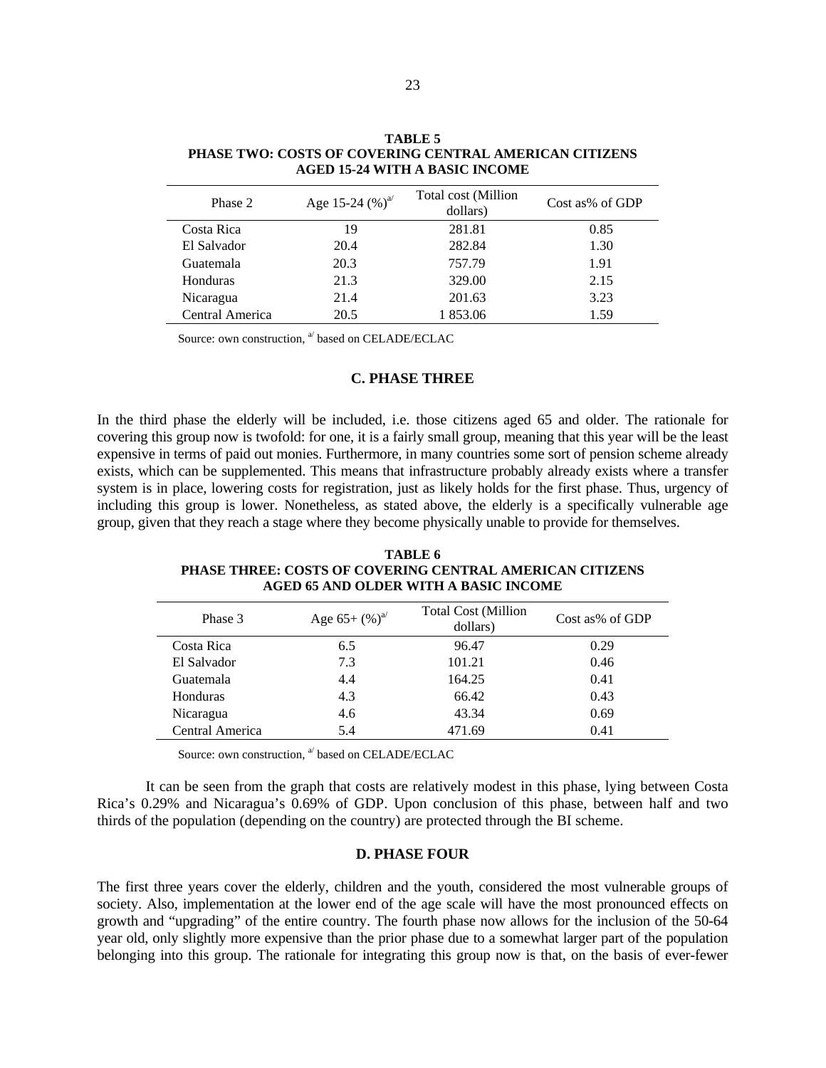**TABLE 5**
**PHASE TWO: COSTS OF COVERING CENTRAL AMERICAN CITIZENS AGED 15-24 WITH A BASIC INCOME**

| Phase 2 | Age 15-24 (%)[a/] | Total cost (Million dollars) | Cost as% of GDP |
|---|---|---|---|
| Costa Rica | 19 | 281.81 | 0.85 |
| El Salvador | 20.4 | 282.84 | 1.30 |
| Guatemala | 20.3 | 757.79 | 1.91 |
| Honduras | 21.3 | 329.00 | 2.15 |
| Nicaragua | 21.4 | 201.63 | 3.23 |
| Central America | 20.5 | 1 853.06 | 1.59 |

Source: own construction, [a/] based on CELADE/ECLAC

### C. PHASE THREE

In the third phase the elderly will be included, i.e. those citizens aged 65 and older. The rationale for covering this group now is twofold: for one, it is a fairly small group, meaning that this year will be the least expensive in terms of paid out monies. Furthermore, in many countries some sort of pension scheme already exists, which can be supplemented. This means that infrastructure probably already exists where a transfer system is in place, lowering costs for registration, just as likely holds for the first phase. Thus, urgency of including this group is lower. Nonetheless, as stated above, the elderly is a specifically vulnerable age group, given that they reach a stage where they become physically unable to provide for themselves.

**TABLE 6**
**PHASE THREE: COSTS OF COVERING CENTRAL AMERICAN CITIZENS AGED 65 AND OLDER WITH A BASIC INCOME**

| Phase 3 | Age 65+ (%)[a/] | Total Cost (Million dollars) | Cost as% of GDP |
|---|---|---|---|
| Costa Rica | 6.5 | 96.47 | 0.29 |
| El Salvador | 7.3 | 101.21 | 0.46 |
| Guatemala | 4.4 | 164.25 | 0.41 |
| Honduras | 4.3 | 66.42 | 0.43 |
| Nicaragua | 4.6 | 43.34 | 0.69 |
| Central America | 5.4 | 471.69 | 0.41 |

Source: own construction, [a/] based on CELADE/ECLAC

It can be seen from the graph that costs are relatively modest in this phase, lying between Costa Rica's 0.29% and Nicaragua's 0.69% of GDP. Upon conclusion of this phase, between half and two thirds of the population (depending on the country) are protected through the BI scheme.

### D. PHASE FOUR

The first three years cover the elderly, children and the youth, considered the most vulnerable groups of society. Also, implementation at the lower end of the age scale will have the most pronounced effects on growth and "upgrading" of the entire country. The fourth phase now allows for the inclusion of the 50-64 year old, only slightly more expensive than the prior phase due to a somewhat larger part of the population belonging into this group. The rationale for integrating this group now is that, on the basis of ever-fewer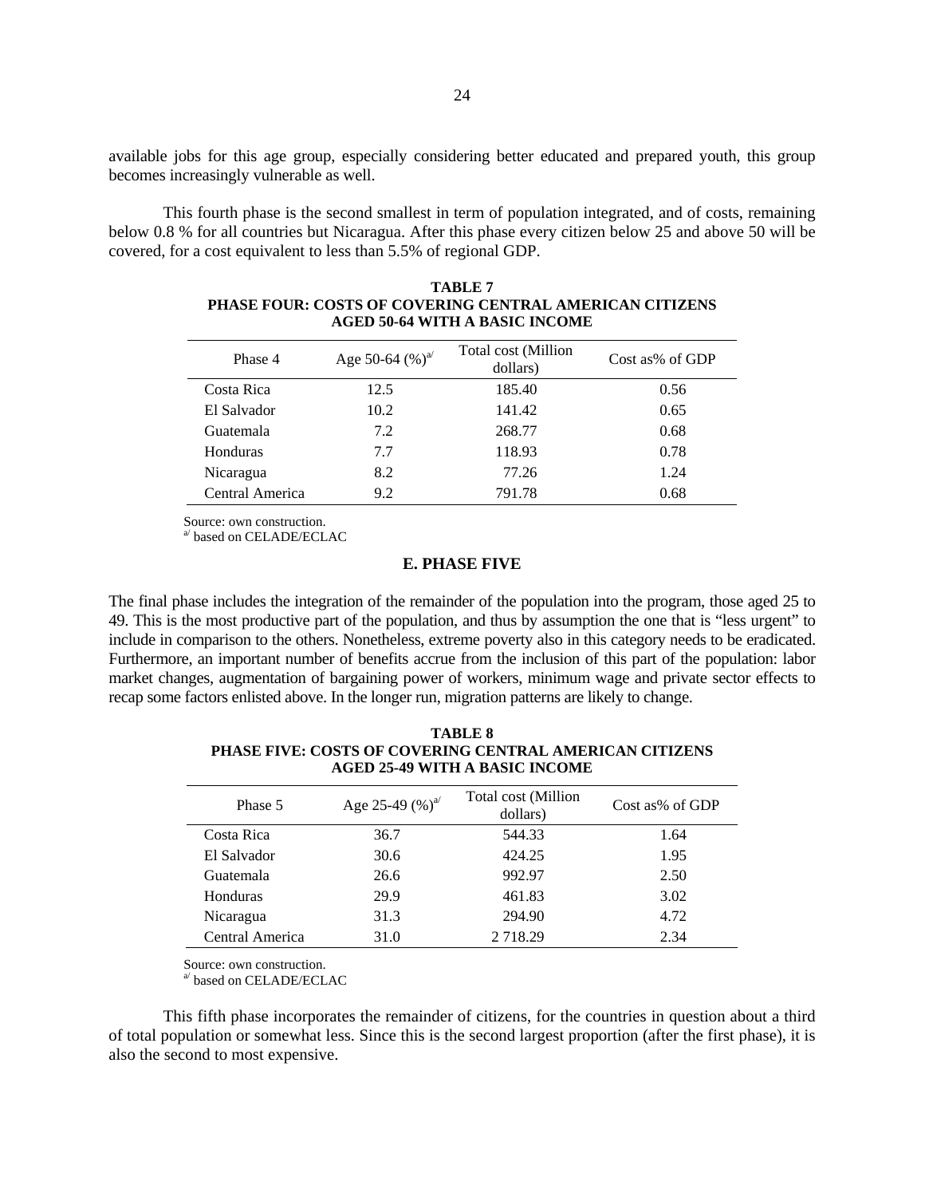available jobs for this age group, especially considering better educated and prepared youth, this group becomes increasingly vulnerable as well.

This fourth phase is the second smallest in term of population integrated, and of costs, remaining below 0.8 % for all countries but Nicaragua. After this phase every citizen below 25 and above 50 will be covered, for a cost equivalent to less than 5.5% of regional GDP.

**TABLE 7**
**PHASE FOUR: COSTS OF COVERING CENTRAL AMERICAN CITIZENS AGED 50-64 WITH A BASIC INCOME**

| Phase 4 | Age 50-64 (%)[a/] | Total cost (Million dollars) | Cost as% of GDP |
|---|---|---|---|
| Costa Rica | 12.5 | 185.40 | 0.56 |
| El Salvador | 10.2 | 141.42 | 0.65 |
| Guatemala | 7.2 | 268.77 | 0.68 |
| Honduras | 7.7 | 118.93 | 0.78 |
| Nicaragua | 8.2 | 77.26 | 1.24 |
| Central America | 9.2 | 791.78 | 0.68 |

Source: own construction.
[a/] based on CELADE/ECLAC

## E. PHASE FIVE

The final phase includes the integration of the remainder of the population into the program, those aged 25 to 49. This is the most productive part of the population, and thus by assumption the one that is "less urgent" to include in comparison to the others. Nonetheless, extreme poverty also in this category needs to be eradicated. Furthermore, an important number of benefits accrue from the inclusion of this part of the population: labor market changes, augmentation of bargaining power of workers, minimum wage and private sector effects to recap some factors enlisted above. In the longer run, migration patterns are likely to change.

**TABLE 8**
**PHASE FIVE: COSTS OF COVERING CENTRAL AMERICAN CITIZENS AGED 25-49 WITH A BASIC INCOME**

| Phase 5 | Age 25-49 (%)[a/] | Total cost (Million dollars) | Cost as% of GDP |
|---|---|---|---|
| Costa Rica | 36.7 | 544.33 | 1.64 |
| El Salvador | 30.6 | 424.25 | 1.95 |
| Guatemala | 26.6 | 992.97 | 2.50 |
| Honduras | 29.9 | 461.83 | 3.02 |
| Nicaragua | 31.3 | 294.90 | 4.72 |
| Central America | 31.0 | 2 718.29 | 2.34 |

Source: own construction.
[a/] based on CELADE/ECLAC

This fifth phase incorporates the remainder of citizens, for the countries in question about a third of total population or somewhat less. Since this is the second largest proportion (after the first phase), it is also the second to most expensive.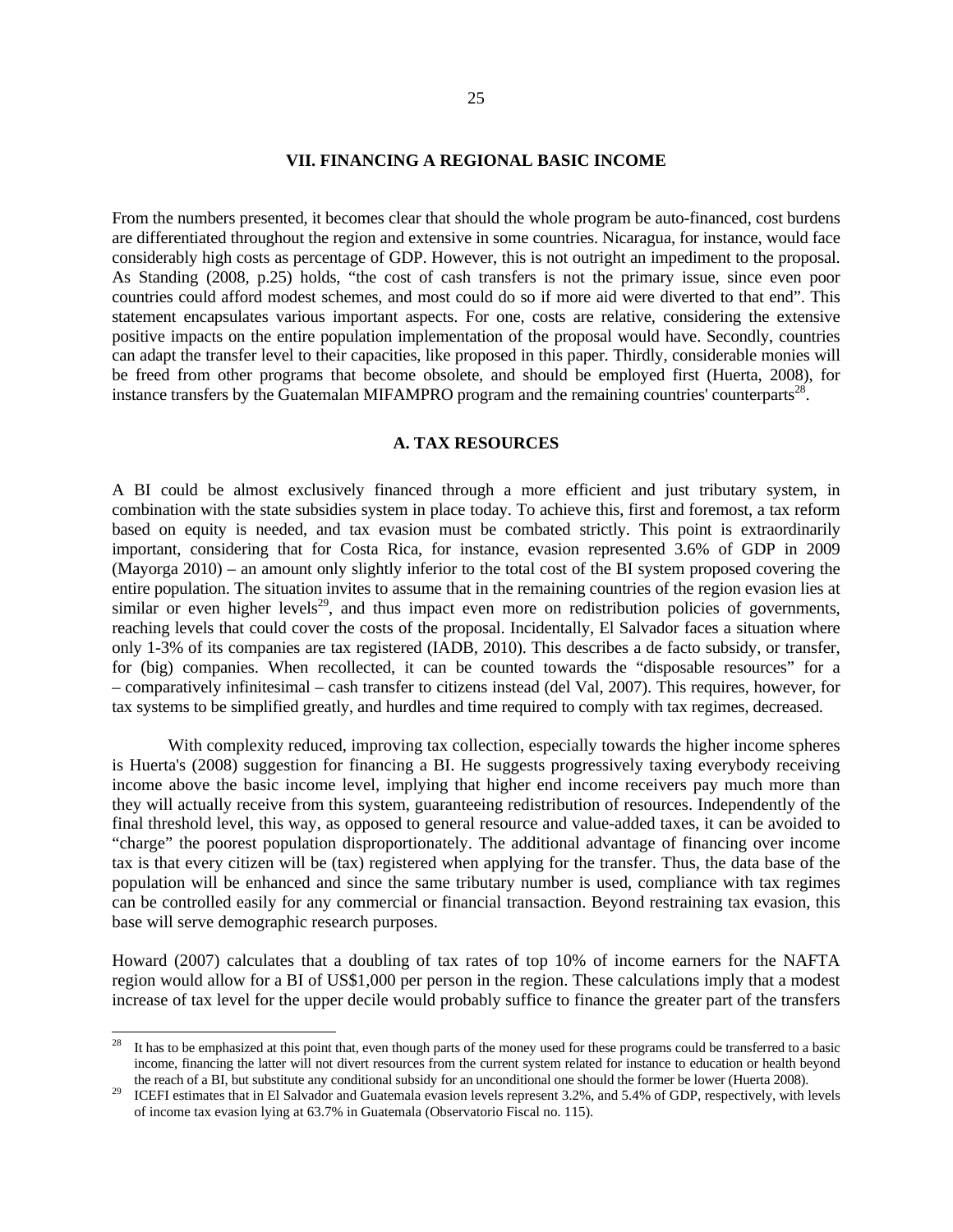## VII. FINANCING A REGIONAL BASIC INCOME

From the numbers presented, it becomes clear that should the whole program be auto-financed, cost burdens are differentiated throughout the region and extensive in some countries. Nicaragua, for instance, would face considerably high costs as percentage of GDP. However, this is not outright an impediment to the proposal. As Standing (2008, p.25) holds, "the cost of cash transfers is not the primary issue, since even poor countries could afford modest schemes, and most could do so if more aid were diverted to that end". This statement encapsulates various important aspects. For one, costs are relative, considering the extensive positive impacts on the entire population implementation of the proposal would have. Secondly, countries can adapt the transfer level to their capacities, like proposed in this paper. Thirdly, considerable monies will be freed from other programs that become obsolete, and should be employed first (Huerta, 2008), for instance transfers by the Guatemalan MIFAMPRO program and the remaining countries' counterparts[28].

### A. TAX RESOURCES

A BI could be almost exclusively financed through a more efficient and just tributary system, in combination with the state subsidies system in place today. To achieve this, first and foremost, a tax reform based on equity is needed, and tax evasion must be combated strictly. This point is extraordinarily important, considering that for Costa Rica, for instance, evasion represented 3.6% of GDP in 2009 (Mayorga 2010) – an amount only slightly inferior to the total cost of the BI system proposed covering the entire population. The situation invites to assume that in the remaining countries of the region evasion lies at similar or even higher levels[29], and thus impact even more on redistribution policies of governments, reaching levels that could cover the costs of the proposal. Incidentally, El Salvador faces a situation where only 1-3% of its companies are tax registered (IADB, 2010). This describes a de facto subsidy, or transfer, for (big) companies. When recollected, it can be counted towards the "disposable resources" for a – comparatively infinitesimal – cash transfer to citizens instead (del Val, 2007). This requires, however, for tax systems to be simplified greatly, and hurdles and time required to comply with tax regimes, decreased.

With complexity reduced, improving tax collection, especially towards the higher income spheres is Huerta's (2008) suggestion for financing a BI. He suggests progressively taxing everybody receiving income above the basic income level, implying that higher end income receivers pay much more than they will actually receive from this system, guaranteeing redistribution of resources. Independently of the final threshold level, this way, as opposed to general resource and value-added taxes, it can be avoided to "charge" the poorest population disproportionately. The additional advantage of financing over income tax is that every citizen will be (tax) registered when applying for the transfer. Thus, the data base of the population will be enhanced and since the same tributary number is used, compliance with tax regimes can be controlled easily for any commercial or financial transaction. Beyond restraining tax evasion, this base will serve demographic research purposes.

Howard (2007) calculates that a doubling of tax rates of top 10% of income earners for the NAFTA region would allow for a BI of US$1,000 per person in the region. These calculations imply that a modest increase of tax level for the upper decile would probably suffice to finance the greater part of the transfers

---

[28] It has to be emphasized at this point that, even though parts of the money used for these programs could be transferred to a basic income, financing the latter will not divert resources from the current system related for instance to education or health beyond the reach of a BI, but substitute any conditional subsidy for an unconditional one should the former be lower (Huerta 2008).

[29] ICEFI estimates that in El Salvador and Guatemala evasion levels represent 3.2%, and 5.4% of GDP, respectively, with levels of income tax evasion lying at 63.7% in Guatemala (Observatorio Fiscal no. 115).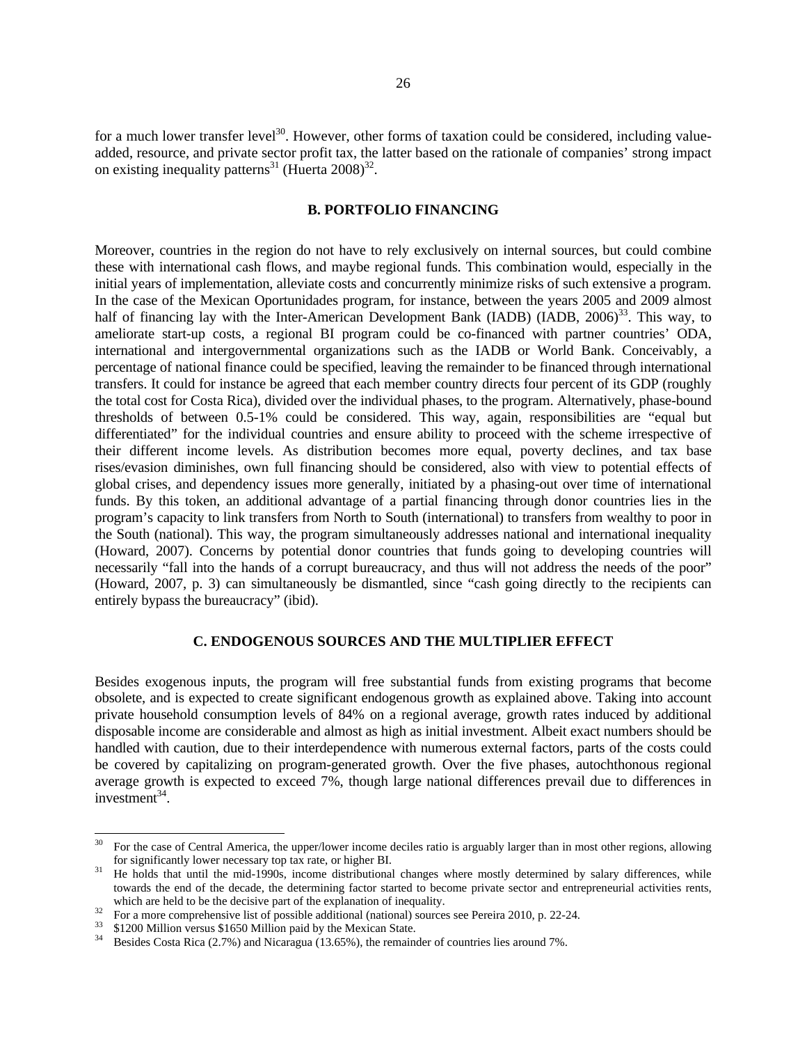for a much lower transfer level[30]. However, other forms of taxation could be considered, including value-added, resource, and private sector profit tax, the latter based on the rationale of companies' strong impact on existing inequality patterns[31] (Huerta 2008)[32].

## B. PORTFOLIO FINANCING

Moreover, countries in the region do not have to rely exclusively on internal sources, but could combine these with international cash flows, and maybe regional funds. This combination would, especially in the initial years of implementation, alleviate costs and concurrently minimize risks of such extensive a program. In the case of the Mexican Oportunidades program, for instance, between the years 2005 and 2009 almost half of financing lay with the Inter-American Development Bank (IADB) (IADB, 2006)[33]. This way, to ameliorate start-up costs, a regional BI program could be co-financed with partner countries' ODA, international and intergovernmental organizations such as the IADB or World Bank. Conceivably, a percentage of national finance could be specified, leaving the remainder to be financed through international transfers. It could for instance be agreed that each member country directs four percent of its GDP (roughly the total cost for Costa Rica), divided over the individual phases, to the program. Alternatively, phase-bound thresholds of between 0.5-1% could be considered. This way, again, responsibilities are "equal but differentiated" for the individual countries and ensure ability to proceed with the scheme irrespective of their different income levels. As distribution becomes more equal, poverty declines, and tax base rises/evasion diminishes, own full financing should be considered, also with view to potential effects of global crises, and dependency issues more generally, initiated by a phasing-out over time of international funds. By this token, an additional advantage of a partial financing through donor countries lies in the program's capacity to link transfers from North to South (international) to transfers from wealthy to poor in the South (national). This way, the program simultaneously addresses national and international inequality (Howard, 2007). Concerns by potential donor countries that funds going to developing countries will necessarily "fall into the hands of a corrupt bureaucracy, and thus will not address the needs of the poor" (Howard, 2007, p. 3) can simultaneously be dismantled, since "cash going directly to the recipients can entirely bypass the bureaucracy" (ibid).

## C. ENDOGENOUS SOURCES AND THE MULTIPLIER EFFECT

Besides exogenous inputs, the program will free substantial funds from existing programs that become obsolete, and is expected to create significant endogenous growth as explained above. Taking into account private household consumption levels of 84% on a regional average, growth rates induced by additional disposable income are considerable and almost as high as initial investment. Albeit exact numbers should be handled with caution, due to their interdependence with numerous external factors, parts of the costs could be covered by capitalizing on program-generated growth. Over the five phases, autochthonous regional average growth is expected to exceed 7%, though large national differences prevail due to differences in investment[34].

---

[30] For the case of Central America, the upper/lower income deciles ratio is arguably larger than in most other regions, allowing for significantly lower necessary top tax rate, or higher BI.

[31] He holds that until the mid-1990s, income distributional changes where mostly determined by salary differences, while towards the end of the decade, the determining factor started to become private sector and entrepreneurial activities rents, which are held to be the decisive part of the explanation of inequality.

[32] For a more comprehensive list of possible additional (national) sources see Pereira 2010, p. 22-24.

[33] $1200 Million versus $1650 Million paid by the Mexican State.

[34] Besides Costa Rica (2.7%) and Nicaragua (13.65%), the remainder of countries lies around 7%.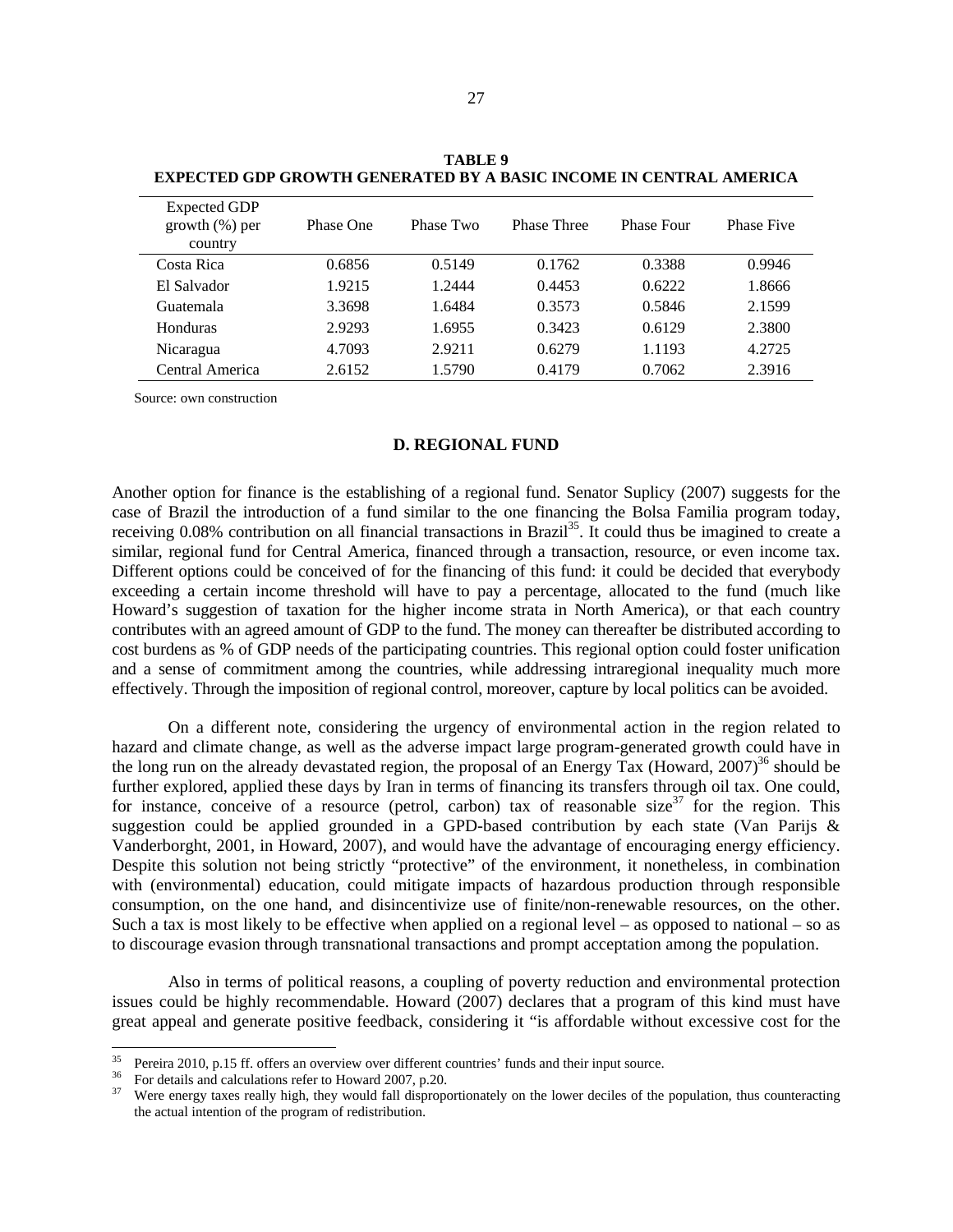**TABLE 9**
**EXPECTED GDP GROWTH GENERATED BY A BASIC INCOME IN CENTRAL AMERICA**

| Expected GDP growth (%) per country | Phase One | Phase Two | Phase Three | Phase Four | Phase Five |
|---|---|---|---|---|---|
| Costa Rica | 0.6856 | 0.5149 | 0.1762 | 0.3388 | 0.9946 |
| El Salvador | 1.9215 | 1.2444 | 0.4453 | 0.6222 | 1.8666 |
| Guatemala | 3.3698 | 1.6484 | 0.3573 | 0.5846 | 2.1599 |
| Honduras | 2.9293 | 1.6955 | 0.3423 | 0.6129 | 2.3800 |
| Nicaragua | 4.7093 | 2.9211 | 0.6279 | 1.1193 | 4.2725 |
| Central America | 2.6152 | 1.5790 | 0.4179 | 0.7062 | 2.3916 |

Source: own construction

### D. REGIONAL FUND

Another option for finance is the establishing of a regional fund. Senator Suplicy (2007) suggests for the case of Brazil the introduction of a fund similar to the one financing the Bolsa Familia program today, receiving 0.08% contribution on all financial transactions in Brazil[35]. It could thus be imagined to create a similar, regional fund for Central America, financed through a transaction, resource, or even income tax. Different options could be conceived of for the financing of this fund: it could be decided that everybody exceeding a certain income threshold will have to pay a percentage, allocated to the fund (much like Howard's suggestion of taxation for the higher income strata in North America), or that each country contributes with an agreed amount of GDP to the fund. The money can thereafter be distributed according to cost burdens as % of GDP needs of the participating countries. This regional option could foster unification and a sense of commitment among the countries, while addressing intraregional inequality much more effectively. Through the imposition of regional control, moreover, capture by local politics can be avoided.

On a different note, considering the urgency of environmental action in the region related to hazard and climate change, as well as the adverse impact large program-generated growth could have in the long run on the already devastated region, the proposal of an Energy Tax (Howard, 2007)[36] should be further explored, applied these days by Iran in terms of financing its transfers through oil tax. One could, for instance, conceive of a resource (petrol, carbon) tax of reasonable size[37] for the region. This suggestion could be applied grounded in a GPD-based contribution by each state (Van Parijs & Vanderborght, 2001, in Howard, 2007), and would have the advantage of encouraging energy efficiency. Despite this solution not being strictly "protective" of the environment, it nonetheless, in combination with (environmental) education, could mitigate impacts of hazardous production through responsible consumption, on the one hand, and disincentivize use of finite/non-renewable resources, on the other. Such a tax is most likely to be effective when applied on a regional level – as opposed to national – so as to discourage evasion through transnational transactions and prompt acceptation among the population.

Also in terms of political reasons, a coupling of poverty reduction and environmental protection issues could be highly recommendable. Howard (2007) declares that a program of this kind must have great appeal and generate positive feedback, considering it "is affordable without excessive cost for the

---

[35] Pereira 2010, p.15 ff. offers an overview over different countries' funds and their input source.

[36] For details and calculations refer to Howard 2007, p.20.

[37] Were energy taxes really high, they would fall disproportionately on the lower deciles of the population, thus counteracting the actual intention of the program of redistribution.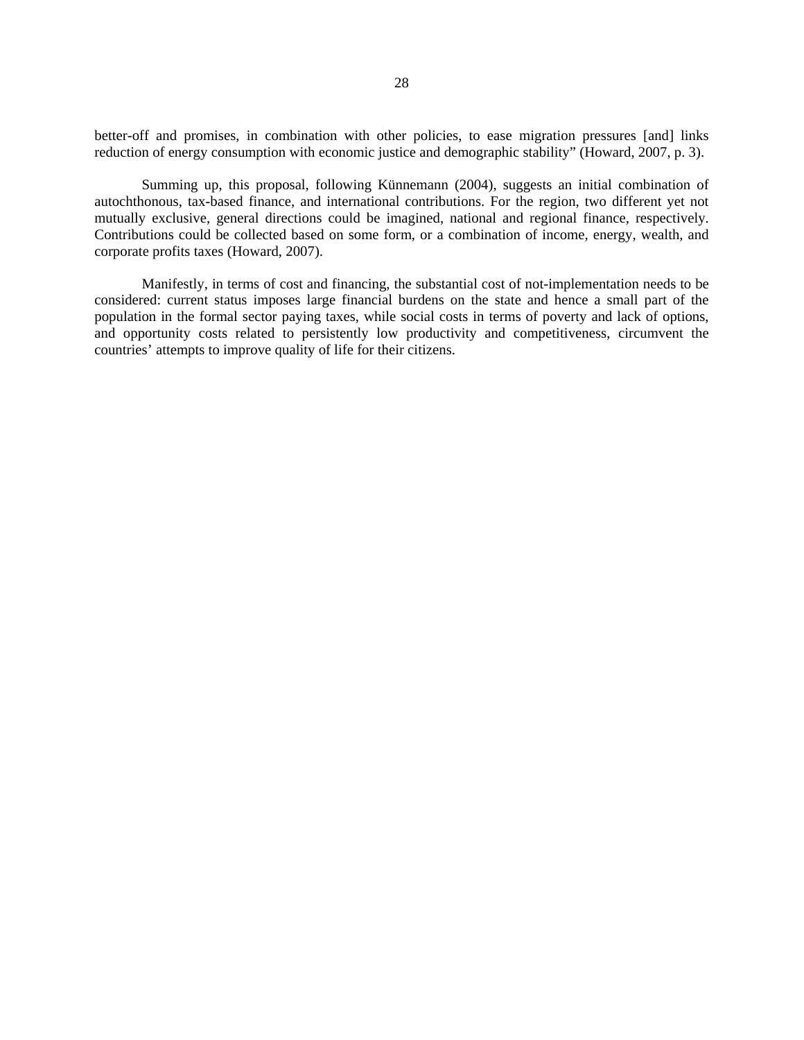better-off and promises, in combination with other policies, to ease migration pressures [and] links reduction of energy consumption with economic justice and demographic stability" (Howard, 2007, p. 3).

Summing up, this proposal, following Künnemann (2004), suggests an initial combination of autochthonous, tax-based finance, and international contributions. For the region, two different yet not mutually exclusive, general directions could be imagined, national and regional finance, respectively. Contributions could be collected based on some form, or a combination of income, energy, wealth, and corporate profits taxes (Howard, 2007).

Manifestly, in terms of cost and financing, the substantial cost of not-implementation needs to be considered: current status imposes large financial burdens on the state and hence a small part of the population in the formal sector paying taxes, while social costs in terms of poverty and lack of options, and opportunity costs related to persistently low productivity and competitiveness, circumvent the countries' attempts to improve quality of life for their citizens.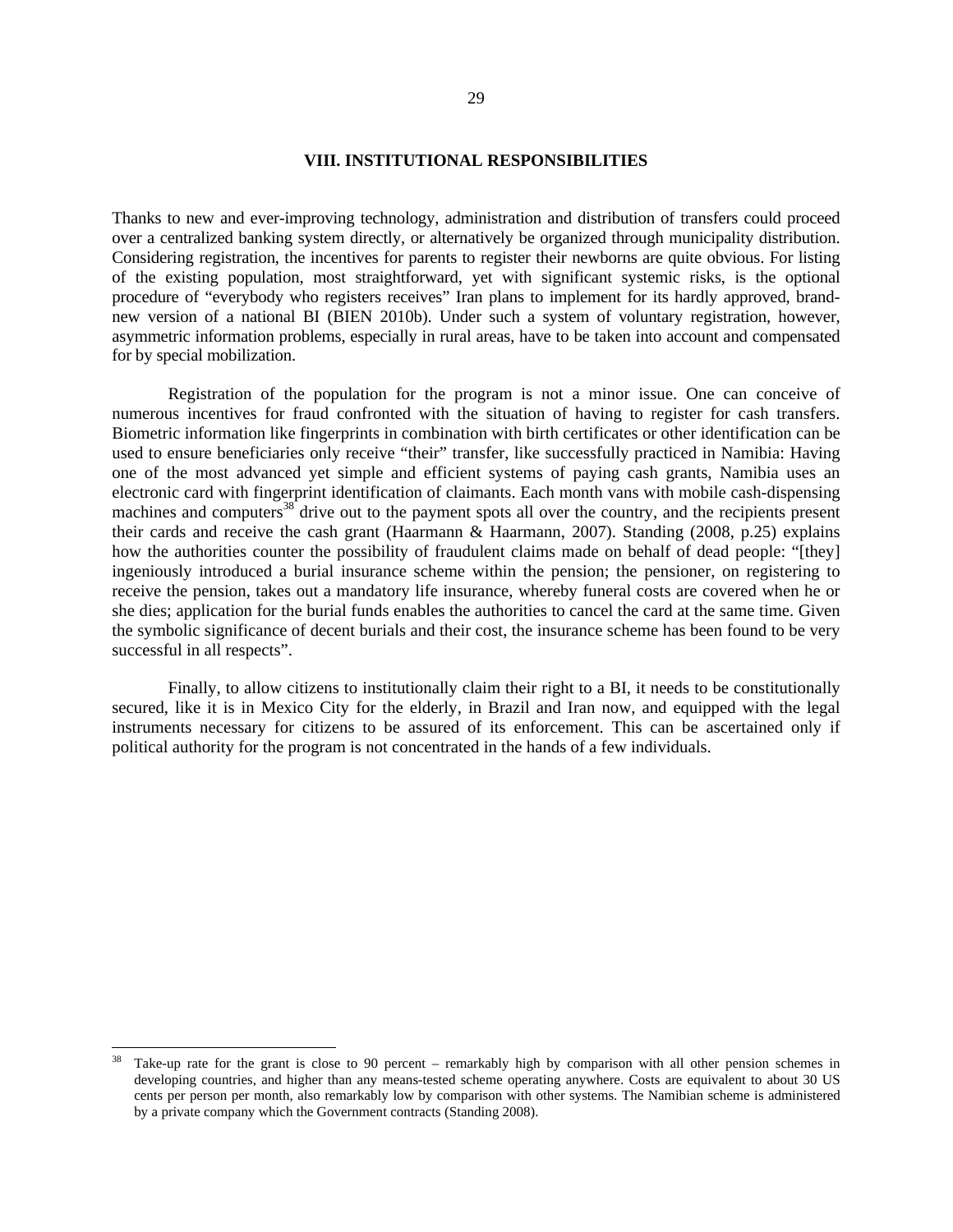## VIII. INSTITUTIONAL RESPONSIBILITIES

Thanks to new and ever-improving technology, administration and distribution of transfers could proceed over a centralized banking system directly, or alternatively be organized through municipality distribution. Considering registration, the incentives for parents to register their newborns are quite obvious. For listing of the existing population, most straightforward, yet with significant systemic risks, is the optional procedure of "everybody who registers receives" Iran plans to implement for its hardly approved, brand-new version of a national BI (BIEN 2010b). Under such a system of voluntary registration, however, asymmetric information problems, especially in rural areas, have to be taken into account and compensated for by special mobilization.

Registration of the population for the program is not a minor issue. One can conceive of numerous incentives for fraud confronted with the situation of having to register for cash transfers. Biometric information like fingerprints in combination with birth certificates or other identification can be used to ensure beneficiaries only receive "their" transfer, like successfully practiced in Namibia: Having one of the most advanced yet simple and efficient systems of paying cash grants, Namibia uses an electronic card with fingerprint identification of claimants. Each month vans with mobile cash-dispensing machines and computers[38] drive out to the payment spots all over the country, and the recipients present their cards and receive the cash grant (Haarmann & Haarmann, 2007). Standing (2008, p.25) explains how the authorities counter the possibility of fraudulent claims made on behalf of dead people: "[they] ingeniously introduced a burial insurance scheme within the pension; the pensioner, on registering to receive the pension, takes out a mandatory life insurance, whereby funeral costs are covered when he or she dies; application for the burial funds enables the authorities to cancel the card at the same time. Given the symbolic significance of decent burials and their cost, the insurance scheme has been found to be very successful in all respects".

Finally, to allow citizens to institutionally claim their right to a BI, it needs to be constitutionally secured, like it is in Mexico City for the elderly, in Brazil and Iran now, and equipped with the legal instruments necessary for citizens to be assured of its enforcement. This can be ascertained only if political authority for the program is not concentrated in the hands of a few individuals.

---

[38] Take-up rate for the grant is close to 90 percent – remarkably high by comparison with all other pension schemes in developing countries, and higher than any means-tested scheme operating anywhere. Costs are equivalent to about 30 US cents per person per month, also remarkably low by comparison with other systems. The Namibian scheme is administered by a private company which the Government contracts (Standing 2008).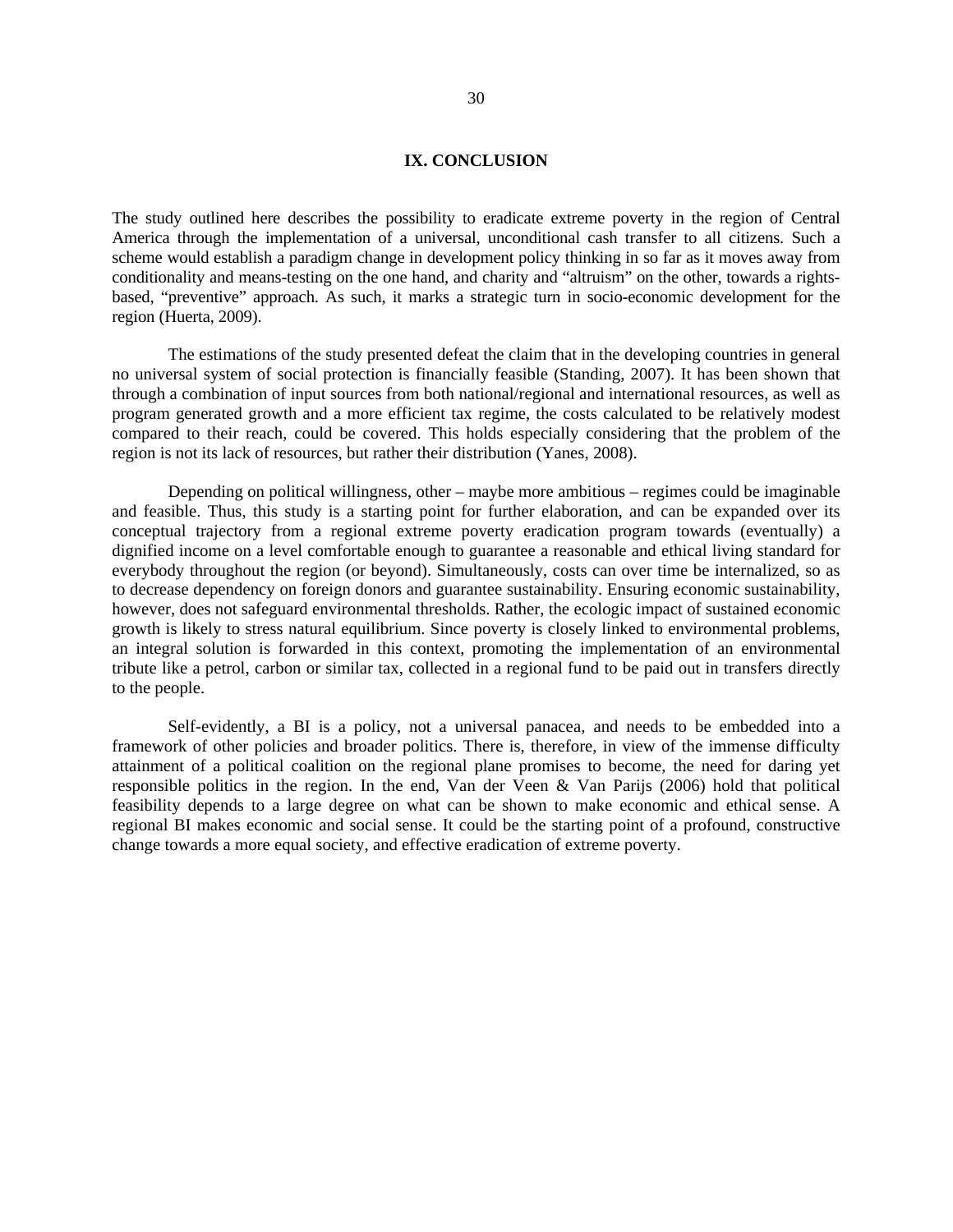## IX. CONCLUSION

The study outlined here describes the possibility to eradicate extreme poverty in the region of Central America through the implementation of a universal, unconditional cash transfer to all citizens. Such a scheme would establish a paradigm change in development policy thinking in so far as it moves away from conditionality and means-testing on the one hand, and charity and "altruism" on the other, towards a rights-based, "preventive" approach. As such, it marks a strategic turn in socio-economic development for the region (Huerta, 2009).

The estimations of the study presented defeat the claim that in the developing countries in general no universal system of social protection is financially feasible (Standing, 2007). It has been shown that through a combination of input sources from both national/regional and international resources, as well as program generated growth and a more efficient tax regime, the costs calculated to be relatively modest compared to their reach, could be covered. This holds especially considering that the problem of the region is not its lack of resources, but rather their distribution (Yanes, 2008).

Depending on political willingness, other – maybe more ambitious – regimes could be imaginable and feasible. Thus, this study is a starting point for further elaboration, and can be expanded over its conceptual trajectory from a regional extreme poverty eradication program towards (eventually) a dignified income on a level comfortable enough to guarantee a reasonable and ethical living standard for everybody throughout the region (or beyond). Simultaneously, costs can over time be internalized, so as to decrease dependency on foreign donors and guarantee sustainability. Ensuring economic sustainability, however, does not safeguard environmental thresholds. Rather, the ecologic impact of sustained economic growth is likely to stress natural equilibrium. Since poverty is closely linked to environmental problems, an integral solution is forwarded in this context, promoting the implementation of an environmental tribute like a petrol, carbon or similar tax, collected in a regional fund to be paid out in transfers directly to the people.

Self-evidently, a BI is a policy, not a universal panacea, and needs to be embedded into a framework of other policies and broader politics. There is, therefore, in view of the immense difficulty attainment of a political coalition on the regional plane promises to become, the need for daring yet responsible politics in the region. In the end, Van der Veen & Van Parijs (2006) hold that political feasibility depends to a large degree on what can be shown to make economic and ethical sense. A regional BI makes economic and social sense. It could be the starting point of a profound, constructive change towards a more equal society, and effective eradication of extreme poverty.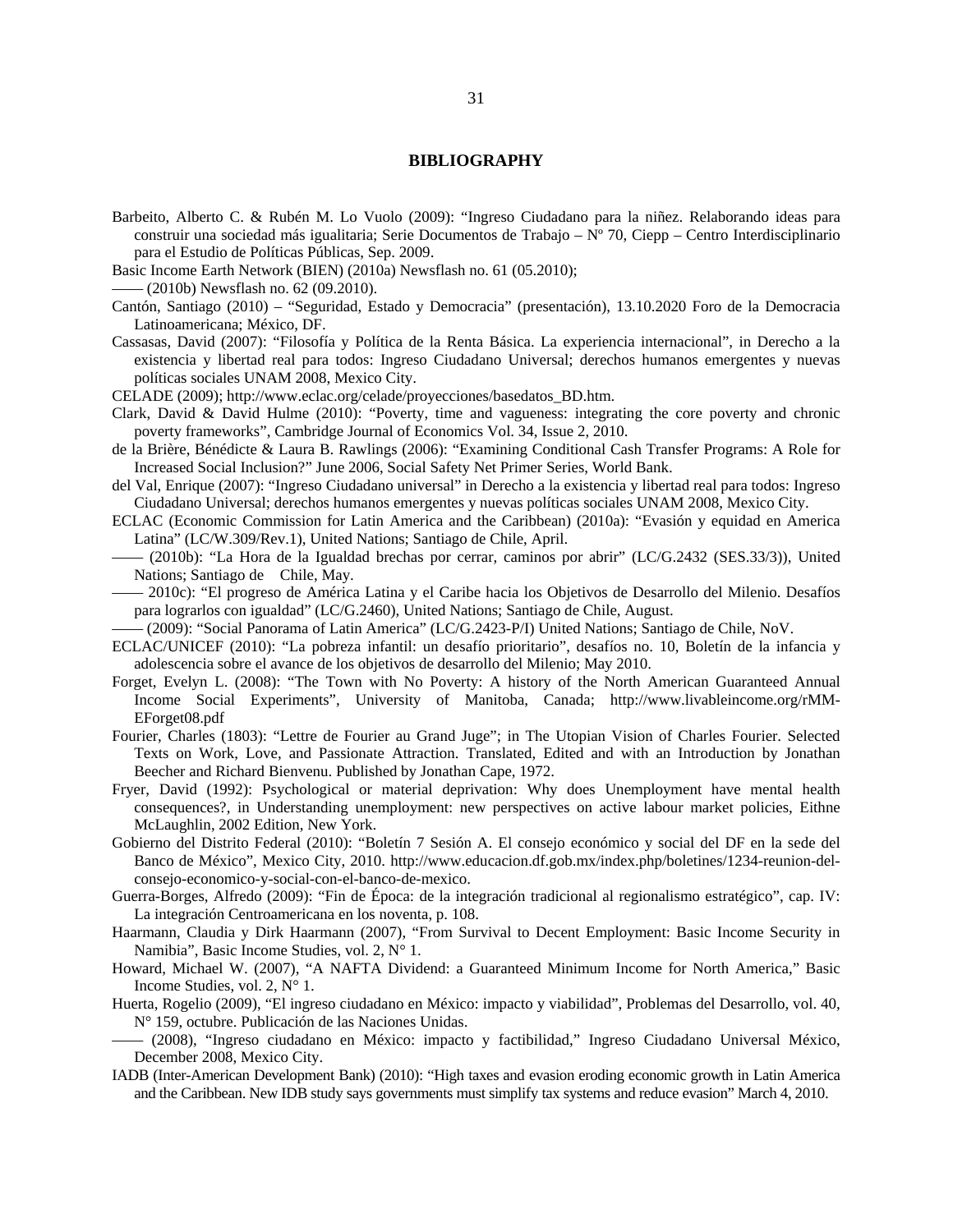## BIBLIOGRAPHY

Barbeito, Alberto C. & Rubén M. Lo Vuolo (2009): "Ingreso Ciudadano para la niñez. Relaborando ideas para construir una sociedad más igualitaria; Serie Documentos de Trabajo – Nº 70, Ciepp – Centro Interdisciplinario para el Estudio de Políticas Públicas, Sep. 2009.

Basic Income Earth Network (BIEN) (2010a) Newsflash no. 61 (05.2010);

—— (2010b) Newsflash no. 62 (09.2010).

Cantón, Santiago (2010) – "Seguridad, Estado y Democracia" (presentación), 13.10.2020 Foro de la Democracia Latinoamericana; México, DF.

Cassasas, David (2007): "Filosofía y Política de la Renta Básica. La experiencia internacional", in Derecho a la existencia y libertad real para todos: Ingreso Ciudadano Universal; derechos humanos emergentes y nuevas políticas sociales UNAM 2008, Mexico City.

CELADE (2009); http://www.eclac.org/celade/proyecciones/basedatos_BD.htm.

Clark, David & David Hulme (2010): "Poverty, time and vagueness: integrating the core poverty and chronic poverty frameworks", Cambridge Journal of Economics Vol. 34, Issue 2, 2010.

de la Brière, Bénédicte & Laura B. Rawlings (2006): "Examining Conditional Cash Transfer Programs: A Role for Increased Social Inclusion?" June 2006, Social Safety Net Primer Series, World Bank.

del Val, Enrique (2007): "Ingreso Ciudadano universal" in Derecho a la existencia y libertad real para todos: Ingreso Ciudadano Universal; derechos humanos emergentes y nuevas políticas sociales UNAM 2008, Mexico City.

ECLAC (Economic Commission for Latin America and the Caribbean) (2010a): "Evasión y equidad en America Latina" (LC/W.309/Rev.1), United Nations; Santiago de Chile, April.

—— (2010b): "La Hora de la Igualdad brechas por cerrar, caminos por abrir" (LC/G.2432 (SES.33/3)), United Nations; Santiago de Chile, May.

—— 2010c): "El progreso de América Latina y el Caribe hacia los Objetivos de Desarrollo del Milenio. Desafíos para lograrlos con igualdad" (LC/G.2460), United Nations; Santiago de Chile, August.

—— (2009): "Social Panorama of Latin America" (LC/G.2423-P/I) United Nations; Santiago de Chile, NoV.

ECLAC/UNICEF (2010): "La pobreza infantil: un desafío prioritario", desafíos no. 10, Boletín de la infancia y adolescencia sobre el avance de los objetivos de desarrollo del Milenio; May 2010.

Forget, Evelyn L. (2008): "The Town with No Poverty: A history of the North American Guaranteed Annual Income Social Experiments", University of Manitoba, Canada; http://www.livableincome.org/rMM-EForget08.pdf

Fourier, Charles (1803): "Lettre de Fourier au Grand Juge"; in The Utopian Vision of Charles Fourier. Selected Texts on Work, Love, and Passionate Attraction. Translated, Edited and with an Introduction by Jonathan Beecher and Richard Bienvenu. Published by Jonathan Cape, 1972.

Fryer, David (1992): Psychological or material deprivation: Why does Unemployment have mental health consequences?, in Understanding unemployment: new perspectives on active labour market policies, Eithne McLaughlin, 2002 Edition, New York.

Gobierno del Distrito Federal (2010): "Boletín 7 Sesión A. El consejo económico y social del DF en la sede del Banco de México", Mexico City, 2010. http://www.educacion.df.gob.mx/index.php/boletines/1234-reunion-del-consejo-economico-y-social-con-el-banco-de-mexico.

Guerra-Borges, Alfredo (2009): "Fin de Época: de la integración tradicional al regionalismo estratégico", cap. IV: La integración Centroamericana en los noventa, p. 108.

Haarmann, Claudia y Dirk Haarmann (2007), "From Survival to Decent Employment: Basic Income Security in Namibia", Basic Income Studies, vol. 2, N° 1.

Howard, Michael W. (2007), "A NAFTA Dividend: a Guaranteed Minimum Income for North America," Basic Income Studies, vol. 2, N° 1.

Huerta, Rogelio (2009), "El ingreso ciudadano en México: impacto y viabilidad", Problemas del Desarrollo, vol. 40, N° 159, octubre. Publicación de las Naciones Unidas.

—— (2008), "Ingreso ciudadano en México: impacto y factibilidad," Ingreso Ciudadano Universal México, December 2008, Mexico City.

IADB (Inter-American Development Bank) (2010): "High taxes and evasion eroding economic growth in Latin America and the Caribbean. New IDB study says governments must simplify tax systems and reduce evasion" March 4, 2010.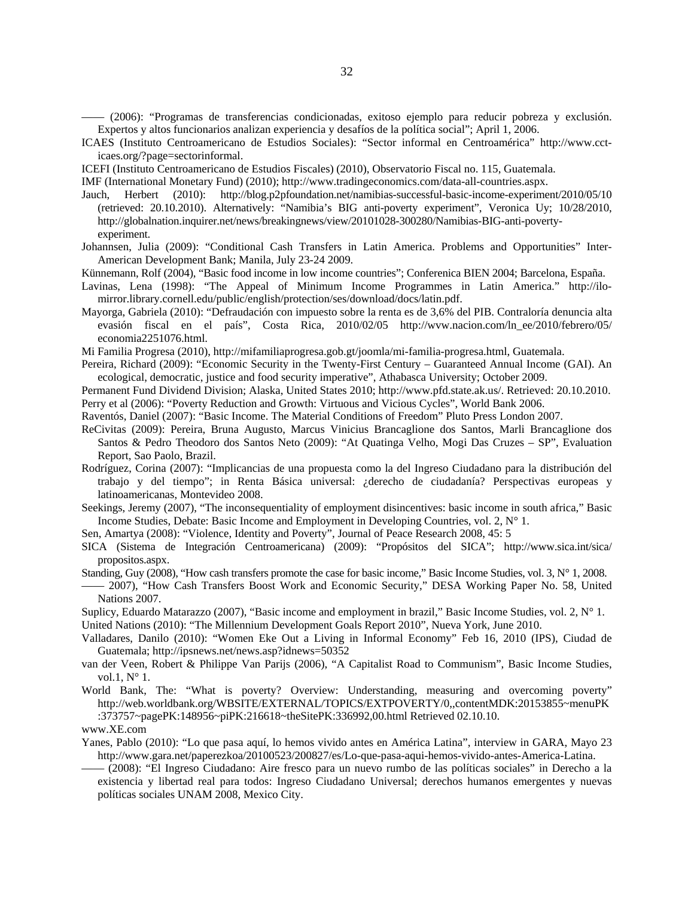—— (2006): “Programas de transferencias condicionadas, exitoso ejemplo para reducir pobreza y exclusión. Expertos y altos funcionarios analizan experiencia y desafíos de la política social”; April 1, 2006.

ICAES (Instituto Centroamericano de Estudios Sociales): “Sector informal en Centroamérica” http://www.cct-icaes.org/?page=sectorinformal.

ICEFI (Instituto Centroamericano de Estudios Fiscales) (2010), Observatorio Fiscal no. 115, Guatemala.

IMF (International Monetary Fund) (2010); http://www.tradingeconomics.com/data-all-countries.aspx.

Jauch, Herbert (2010): http://blog.p2pfoundation.net/namibias-successful-basic-income-experiment/2010/05/10 (retrieved: 20.10.2010). Alternatively: “Namibia’s BIG anti-poverty experiment”, Veronica Uy; 10/28/2010, http://globalnation.inquirer.net/news/breakingnews/view/20101028-300280/Namibias-BIG-anti-poverty-experiment.

Johannsen, Julia (2009): “Conditional Cash Transfers in Latin America. Problems and Opportunities” Inter-American Development Bank; Manila, July 23-24 2009.

Künnemann, Rolf (2004), “Basic food income in low income countries”; Conferenica BIEN 2004; Barcelona, España.

Lavinas, Lena (1998): “The Appeal of Minimum Income Programmes in Latin America.” http://ilo-mirror.library.cornell.edu/public/english/protection/ses/download/docs/latin.pdf.

Mayorga, Gabriela (2010): “Defraudación con impuesto sobre la renta es de 3,6% del PIB. Contraloría denuncia alta evasión fiscal en el país”, Costa Rica, 2010/02/05 http://wvw.nacion.com/ln_ee/2010/febrero/05/economia2251076.html.

Mi Familia Progresa (2010), http://mifamiliaprogresa.gob.gt/joomla/mi-familia-progresa.html, Guatemala.

Pereira, Richard (2009): “Economic Security in the Twenty-First Century – Guaranteed Annual Income (GAI). An ecological, democratic, justice and food security imperative”, Athabasca University; October 2009.

Permanent Fund Dividend Division; Alaska, United States 2010; http://www.pfd.state.ak.us/. Retrieved: 20.10.2010.

Perry et al (2006): “Poverty Reduction and Growth: Virtuous and Vicious Cycles”, World Bank 2006.

Raventós, Daniel (2007): “Basic Income. The Material Conditions of Freedom” Pluto Press London 2007.

ReCivitas (2009): Pereira, Bruna Augusto, Marcus Vinicius Brancaglione dos Santos, Marli Brancaglione dos Santos & Pedro Theodoro dos Santos Neto (2009): “At Quatinga Velho, Mogi Das Cruzes – SP”, Evaluation Report, Sao Paolo, Brazil.

Rodríguez, Corina (2007): “Implicancias de una propuesta como la del Ingreso Ciudadano para la distribución del trabajo y del tiempo”; in Renta Básica universal: ¿derecho de ciudadanía? Perspectivas europeas y latinoamericanas, Montevideo 2008.

Seekings, Jeremy (2007), “The inconsequentiality of employment disincentives: basic income in south africa,” Basic Income Studies, Debate: Basic Income and Employment in Developing Countries, vol. 2, N° 1.

Sen, Amartya (2008): “Violence, Identity and Poverty”, Journal of Peace Research 2008, 45: 5

SICA (Sistema de Integración Centroamericana) (2009): “Propósitos del SICA”; http://www.sica.int/sica/propositos.aspx.

Standing, Guy (2008), “How cash transfers promote the case for basic income,” Basic Income Studies, vol. 3, N° 1, 2008.

—— 2007), “How Cash Transfers Boost Work and Economic Security,” DESA Working Paper No. 58, United Nations 2007.

Suplicy, Eduardo Matarazzo (2007), “Basic income and employment in brazil,” Basic Income Studies, vol. 2, N° 1.

United Nations (2010): “The Millennium Development Goals Report 2010”, Nueva York, June 2010.

Valladares, Danilo (2010): “Women Eke Out a Living in Informal Economy” Feb 16, 2010 (IPS), Ciudad de Guatemala; http://ipsnews.net/news.asp?idnews=50352

van der Veen, Robert & Philippe Van Parijs (2006), “A Capitalist Road to Communism”, Basic Income Studies, vol.1, N° 1.

World Bank, The: “What is poverty? Overview: Understanding, measuring and overcoming poverty” http://web.worldbank.org/WBSITE/EXTERNAL/TOPICS/EXTPOVERTY/0,,contentMDK:20153855~menuPK:373757~pagePK:148956~piPK:216618~theSitePK:336992,00.html Retrieved 02.10.10.

www.XE.com

Yanes, Pablo (2010): “Lo que pasa aquí, lo hemos vivido antes en América Latina”, interview in GARA, Mayo 23 http://www.gara.net/paperezkoa/20100523/200827/es/Lo-que-pasa-aqui-hemos-vivido-antes-America-Latina.

—— (2008): “El Ingreso Ciudadano: Aire fresco para un nuevo rumbo de las políticas sociales” in Derecho a la existencia y libertad real para todos: Ingreso Ciudadano Universal; derechos humanos emergentes y nuevas políticas sociales UNAM 2008, Mexico City.